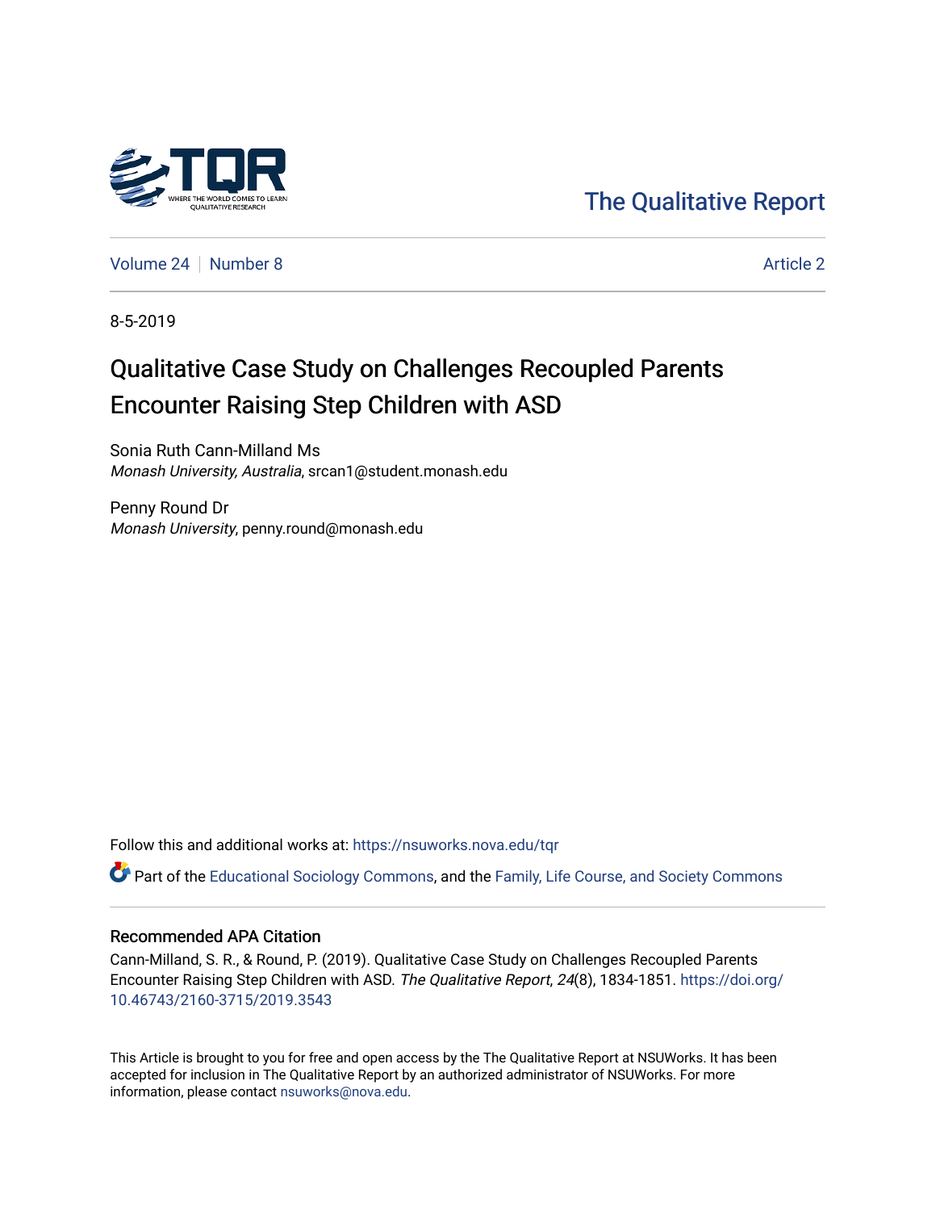The Qualitative Report

Volume 24 | Number 8 | Article 2

8-5-2019

# Qualitative Case Study on Challenges Recoupled Parents Encounter Raising Step Children with ASD

Sonia Ruth Cann-Milland Ms
*Monash University, Australia*, srcan1@student.monash.edu

Penny Round Dr
*Monash University*, penny.round@monash.edu

Follow this and additional works at: https://nsuworks.nova.edu/tqr

Part of the Educational Sociology Commons, and the Family, Life Course, and Society Commons

## Recommended APA Citation

Cann-Milland, S. R., & Round, P. (2019). Qualitative Case Study on Challenges Recoupled Parents Encounter Raising Step Children with ASD. *The Qualitative Report*, *24*(8), 1834-1851. https://doi.org/10.46743/2160-3715/2019.3543

This Article is brought to you for free and open access by the The Qualitative Report at NSUWorks. It has been accepted for inclusion in The Qualitative Report by an authorized administrator of NSUWorks. For more information, please contact nsuworks@nova.edu.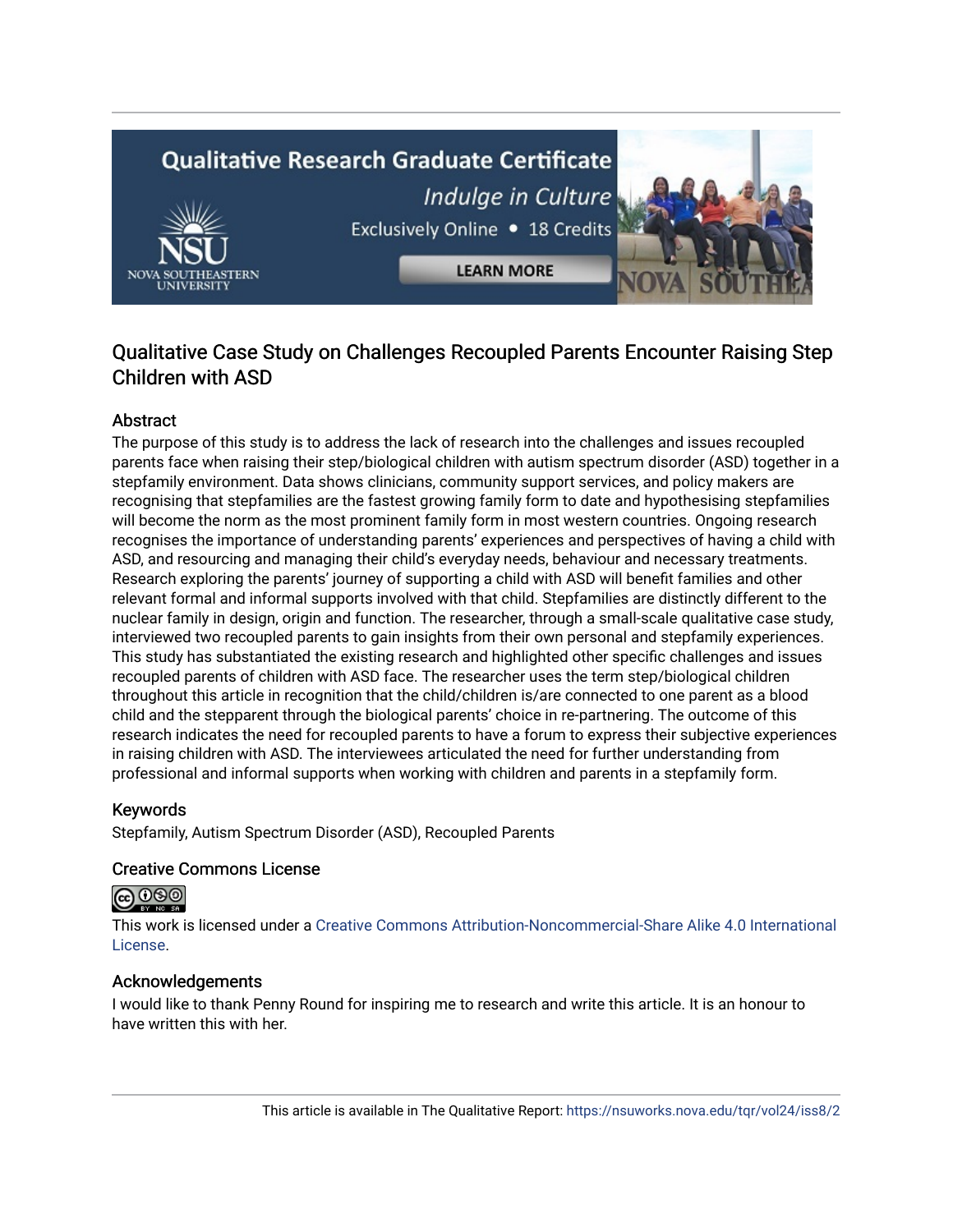# Qualitative Case Study on Challenges Recoupled Parents Encounter Raising Step Children with ASD

## Abstract

The purpose of this study is to address the lack of research into the challenges and issues recoupled parents face when raising their step/biological children with autism spectrum disorder (ASD) together in a stepfamily environment. Data shows clinicians, community support services, and policy makers are recognising that stepfamilies are the fastest growing family form to date and hypothesising stepfamilies will become the norm as the most prominent family form in most western countries. Ongoing research recognises the importance of understanding parents' experiences and perspectives of having a child with ASD, and resourcing and managing their child's everyday needs, behaviour and necessary treatments. Research exploring the parents' journey of supporting a child with ASD will benefit families and other relevant formal and informal supports involved with that child. Stepfamilies are distinctly different to the nuclear family in design, origin and function. The researcher, through a small-scale qualitative case study, interviewed two recoupled parents to gain insights from their own personal and stepfamily experiences. This study has substantiated the existing research and highlighted other specific challenges and issues recoupled parents of children with ASD face. The researcher uses the term step/biological children throughout this article in recognition that the child/children is/are connected to one parent as a blood child and the stepparent through the biological parents' choice in re-partnering. The outcome of this research indicates the need for recoupled parents to have a forum to express their subjective experiences in raising children with ASD. The interviewees articulated the need for further understanding from professional and informal supports when working with children and parents in a stepfamily form.

## Keywords

Stepfamily, Autism Spectrum Disorder (ASD), Recoupled Parents

## Creative Commons License

This work is licensed under a Creative Commons Attribution-Noncommercial-Share Alike 4.0 International License.

## Acknowledgements

I would like to thank Penny Round for inspiring me to research and write this article. It is an honour to have written this with her.

This article is available in The Qualitative Report: https://nsuworks.nova.edu/tqr/vol24/iss8/2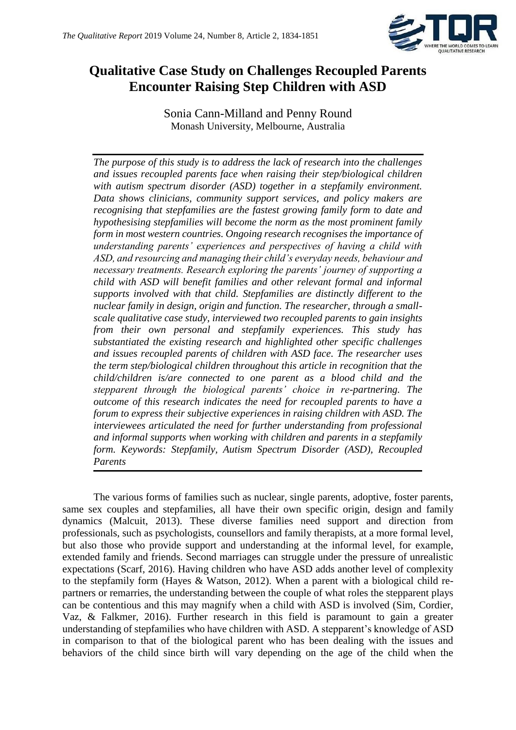# Qualitative Case Study on Challenges Recoupled Parents Encounter Raising Step Children with ASD

Sonia Cann-Milland and Penny Round
Monash University, Melbourne, Australia

*The purpose of this study is to address the lack of research into the challenges and issues recoupled parents face when raising their step/biological children with autism spectrum disorder (ASD) together in a stepfamily environment. Data shows clinicians, community support services, and policy makers are recognising that stepfamilies are the fastest growing family form to date and hypothesising stepfamilies will become the norm as the most prominent family form in most western countries. Ongoing research recognises the importance of understanding parents' experiences and perspectives of having a child with ASD, and resourcing and managing their child's everyday needs, behaviour and necessary treatments. Research exploring the parents' journey of supporting a child with ASD will benefit families and other relevant formal and informal supports involved with that child. Stepfamilies are distinctly different to the nuclear family in design, origin and function. The researcher, through a small-scale qualitative case study, interviewed two recoupled parents to gain insights from their own personal and stepfamily experiences. This study has substantiated the existing research and highlighted other specific challenges and issues recoupled parents of children with ASD face. The researcher uses the term step/biological children throughout this article in recognition that the child/children is/are connected to one parent as a blood child and the stepparent through the biological parents' choice in re-partnering. The outcome of this research indicates the need for recoupled parents to have a forum to express their subjective experiences in raising children with ASD. The interviewees articulated the need for further understanding from professional and informal supports when working with children and parents in a stepfamily form. Keywords: Stepfamily, Autism Spectrum Disorder (ASD), Recoupled Parents*

The various forms of families such as nuclear, single parents, adoptive, foster parents, same sex couples and stepfamilies, all have their own specific origin, design and family dynamics (Malcuit, 2013). These diverse families need support and direction from professionals, such as psychologists, counsellors and family therapists, at a more formal level, but also those who provide support and understanding at the informal level, for example, extended family and friends. Second marriages can struggle under the pressure of unrealistic expectations (Scarf, 2016). Having children who have ASD adds another level of complexity to the stepfamily form (Hayes & Watson, 2012). When a parent with a biological child re-partners or remarries, the understanding between the couple of what roles the stepparent plays can be contentious and this may magnify when a child with ASD is involved (Sim, Cordier, Vaz, & Falkmer, 2016). Further research in this field is paramount to gain a greater understanding of stepfamilies who have children with ASD. A stepparent's knowledge of ASD in comparison to that of the biological parent who has been dealing with the issues and behaviors of the child since birth will vary depending on the age of the child when the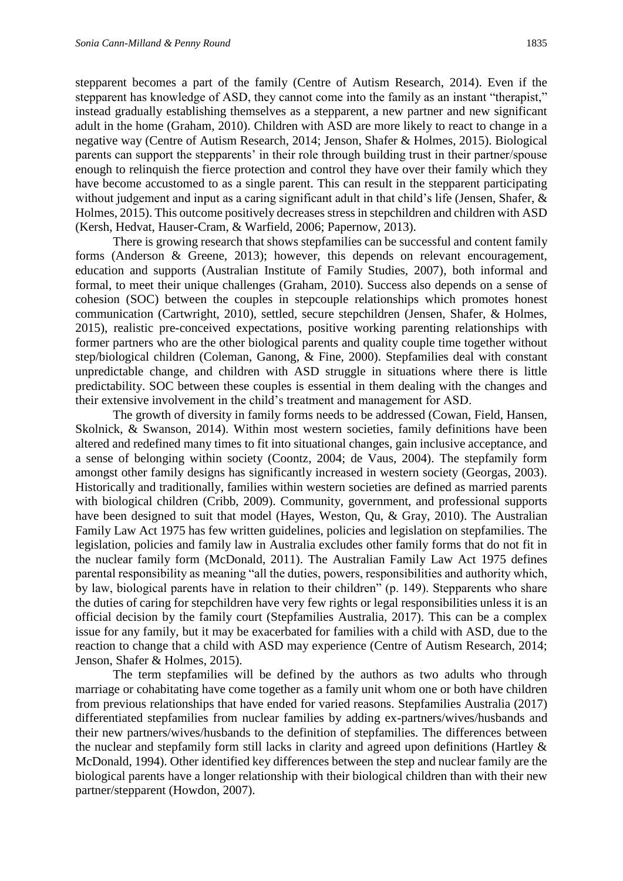stepparent becomes a part of the family (Centre of Autism Research, 2014). Even if the stepparent has knowledge of ASD, they cannot come into the family as an instant "therapist," instead gradually establishing themselves as a stepparent, a new partner and new significant adult in the home (Graham, 2010). Children with ASD are more likely to react to change in a negative way (Centre of Autism Research, 2014; Jenson, Shafer & Holmes, 2015). Biological parents can support the stepparents' in their role through building trust in their partner/spouse enough to relinquish the fierce protection and control they have over their family which they have become accustomed to as a single parent. This can result in the stepparent participating without judgement and input as a caring significant adult in that child's life (Jensen, Shafer, & Holmes, 2015). This outcome positively decreases stress in stepchildren and children with ASD (Kersh, Hedvat, Hauser-Cram, & Warfield, 2006; Papernow, 2013).

There is growing research that shows stepfamilies can be successful and content family forms (Anderson & Greene, 2013); however, this depends on relevant encouragement, education and supports (Australian Institute of Family Studies, 2007), both informal and formal, to meet their unique challenges (Graham, 2010). Success also depends on a sense of cohesion (SOC) between the couples in stepcouple relationships which promotes honest communication (Cartwright, 2010), settled, secure stepchildren (Jensen, Shafer, & Holmes, 2015), realistic pre-conceived expectations, positive working parenting relationships with former partners who are the other biological parents and quality couple time together without step/biological children (Coleman, Ganong, & Fine, 2000). Stepfamilies deal with constant unpredictable change, and children with ASD struggle in situations where there is little predictability. SOC between these couples is essential in them dealing with the changes and their extensive involvement in the child's treatment and management for ASD.

The growth of diversity in family forms needs to be addressed (Cowan, Field, Hansen, Skolnick, & Swanson, 2014). Within most western societies, family definitions have been altered and redefined many times to fit into situational changes, gain inclusive acceptance, and a sense of belonging within society (Coontz, 2004; de Vaus, 2004). The stepfamily form amongst other family designs has significantly increased in western society (Georgas, 2003). Historically and traditionally, families within western societies are defined as married parents with biological children (Cribb, 2009). Community, government, and professional supports have been designed to suit that model (Hayes, Weston, Qu, & Gray, 2010). The Australian Family Law Act 1975 has few written guidelines, policies and legislation on stepfamilies. The legislation, policies and family law in Australia excludes other family forms that do not fit in the nuclear family form (McDonald, 2011). The Australian Family Law Act 1975 defines parental responsibility as meaning "all the duties, powers, responsibilities and authority which, by law, biological parents have in relation to their children" (p. 149). Stepparents who share the duties of caring for stepchildren have very few rights or legal responsibilities unless it is an official decision by the family court (Stepfamilies Australia, 2017). This can be a complex issue for any family, but it may be exacerbated for families with a child with ASD, due to the reaction to change that a child with ASD may experience (Centre of Autism Research, 2014; Jenson, Shafer & Holmes, 2015).

The term stepfamilies will be defined by the authors as two adults who through marriage or cohabitating have come together as a family unit whom one or both have children from previous relationships that have ended for varied reasons. Stepfamilies Australia (2017) differentiated stepfamilies from nuclear families by adding ex-partners/wives/husbands and their new partners/wives/husbands to the definition of stepfamilies. The differences between the nuclear and stepfamily form still lacks in clarity and agreed upon definitions (Hartley & McDonald, 1994). Other identified key differences between the step and nuclear family are the biological parents have a longer relationship with their biological children than with their new partner/stepparent (Howdon, 2007).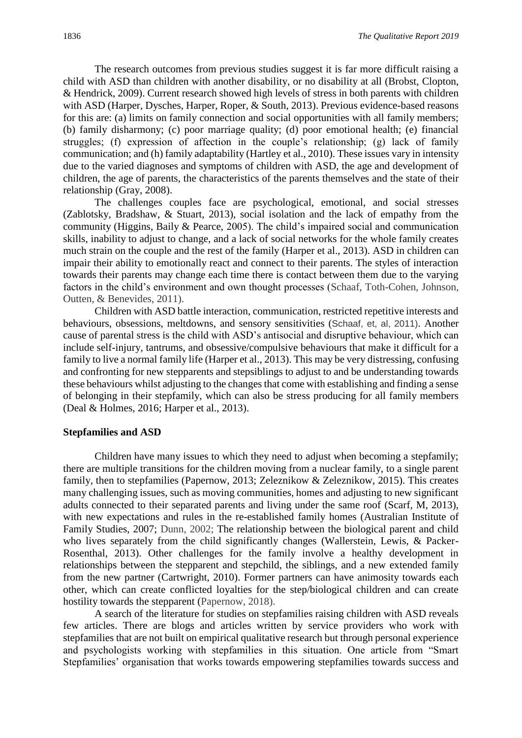The research outcomes from previous studies suggest it is far more difficult raising a child with ASD than children with another disability, or no disability at all (Brobst, Clopton, & Hendrick, 2009). Current research showed high levels of stress in both parents with children with ASD (Harper, Dysches, Harper, Roper, & South, 2013). Previous evidence-based reasons for this are: (a) limits on family connection and social opportunities with all family members; (b) family disharmony; (c) poor marriage quality; (d) poor emotional health; (e) financial struggles; (f) expression of affection in the couple's relationship; (g) lack of family communication; and (h) family adaptability (Hartley et al., 2010). These issues vary in intensity due to the varied diagnoses and symptoms of children with ASD, the age and development of children, the age of parents, the characteristics of the parents themselves and the state of their relationship (Gray, 2008).

The challenges couples face are psychological, emotional, and social stresses (Zablotsky, Bradshaw, & Stuart, 2013), social isolation and the lack of empathy from the community (Higgins, Baily & Pearce, 2005). The child's impaired social and communication skills, inability to adjust to change, and a lack of social networks for the whole family creates much strain on the couple and the rest of the family (Harper et al., 2013). ASD in children can impair their ability to emotionally react and connect to their parents. The styles of interaction towards their parents may change each time there is contact between them due to the varying factors in the child's environment and own thought processes (Schaaf, Toth-Cohen, Johnson, Outten, & Benevides, 2011).

Children with ASD battle interaction, communication, restricted repetitive interests and behaviours, obsessions, meltdowns, and sensory sensitivities (Schaaf, et, al, 2011). Another cause of parental stress is the child with ASD's antisocial and disruptive behaviour, which can include self-injury, tantrums, and obsessive/compulsive behaviours that make it difficult for a family to live a normal family life (Harper et al., 2013). This may be very distressing, confusing and confronting for new stepparents and stepsiblings to adjust to and be understanding towards these behaviours whilst adjusting to the changes that come with establishing and finding a sense of belonging in their stepfamily, which can also be stress producing for all family members (Deal & Holmes, 2016; Harper et al., 2013).

**Stepfamilies and ASD**

Children have many issues to which they need to adjust when becoming a stepfamily; there are multiple transitions for the children moving from a nuclear family, to a single parent family, then to stepfamilies (Papernow, 2013; Zeleznikow & Zeleznikow, 2015). This creates many challenging issues, such as moving communities, homes and adjusting to new significant adults connected to their separated parents and living under the same roof (Scarf, M, 2013), with new expectations and rules in the re-established family homes (Australian Institute of Family Studies, 2007; Dunn, 2002; The relationship between the biological parent and child who lives separately from the child significantly changes (Wallerstein, Lewis, & Packer-Rosenthal, 2013). Other challenges for the family involve a healthy development in relationships between the stepparent and stepchild, the siblings, and a new extended family from the new partner (Cartwright, 2010). Former partners can have animosity towards each other, which can create conflicted loyalties for the step/biological children and can create hostility towards the stepparent (Papernow, 2018).

A search of the literature for studies on stepfamilies raising children with ASD reveals few articles. There are blogs and articles written by service providers who work with stepfamilies that are not built on empirical qualitative research but through personal experience and psychologists working with stepfamilies in this situation. One article from "Smart Stepfamilies' organisation that works towards empowering stepfamilies towards success and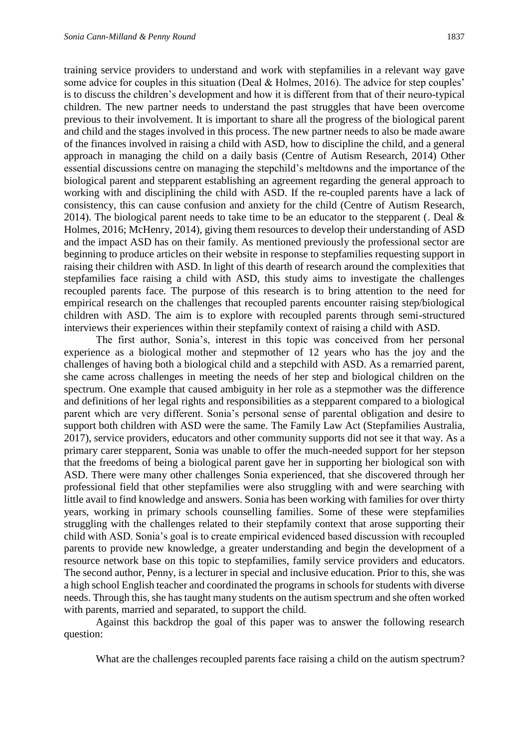training service providers to understand and work with stepfamilies in a relevant way gave some advice for couples in this situation (Deal & Holmes, 2016). The advice for step couples' is to discuss the children's development and how it is different from that of their neuro-typical children. The new partner needs to understand the past struggles that have been overcome previous to their involvement. It is important to share all the progress of the biological parent and child and the stages involved in this process. The new partner needs to also be made aware of the finances involved in raising a child with ASD, how to discipline the child, and a general approach in managing the child on a daily basis (Centre of Autism Research, 2014) Other essential discussions centre on managing the stepchild's meltdowns and the importance of the biological parent and stepparent establishing an agreement regarding the general approach to working with and disciplining the child with ASD. If the re-coupled parents have a lack of consistency, this can cause confusion and anxiety for the child (Centre of Autism Research, 2014). The biological parent needs to take time to be an educator to the stepparent (. Deal & Holmes, 2016; McHenry, 2014), giving them resources to develop their understanding of ASD and the impact ASD has on their family. As mentioned previously the professional sector are beginning to produce articles on their website in response to stepfamilies requesting support in raising their children with ASD. In light of this dearth of research around the complexities that stepfamilies face raising a child with ASD, this study aims to investigate the challenges recoupled parents face. The purpose of this research is to bring attention to the need for empirical research on the challenges that recoupled parents encounter raising step/biological children with ASD. The aim is to explore with recoupled parents through semi-structured interviews their experiences within their stepfamily context of raising a child with ASD.

The first author, Sonia's, interest in this topic was conceived from her personal experience as a biological mother and stepmother of 12 years who has the joy and the challenges of having both a biological child and a stepchild with ASD. As a remarried parent, she came across challenges in meeting the needs of her step and biological children on the spectrum. One example that caused ambiguity in her role as a stepmother was the difference and definitions of her legal rights and responsibilities as a stepparent compared to a biological parent which are very different. Sonia's personal sense of parental obligation and desire to support both children with ASD were the same. The Family Law Act (Stepfamilies Australia, 2017), service providers, educators and other community supports did not see it that way. As a primary carer stepparent, Sonia was unable to offer the much-needed support for her stepson that the freedoms of being a biological parent gave her in supporting her biological son with ASD. There were many other challenges Sonia experienced, that she discovered through her professional field that other stepfamilies were also struggling with and were searching with little avail to find knowledge and answers. Sonia has been working with families for over thirty years, working in primary schools counselling families. Some of these were stepfamilies struggling with the challenges related to their stepfamily context that arose supporting their child with ASD. Sonia's goal is to create empirical evidenced based discussion with recoupled parents to provide new knowledge, a greater understanding and begin the development of a resource network base on this topic to stepfamilies, family service providers and educators. The second author, Penny, is a lecturer in special and inclusive education. Prior to this, she was a high school English teacher and coordinated the programs in schools for students with diverse needs. Through this, she has taught many students on the autism spectrum and she often worked with parents, married and separated, to support the child.

Against this backdrop the goal of this paper was to answer the following research question:

What are the challenges recoupled parents face raising a child on the autism spectrum?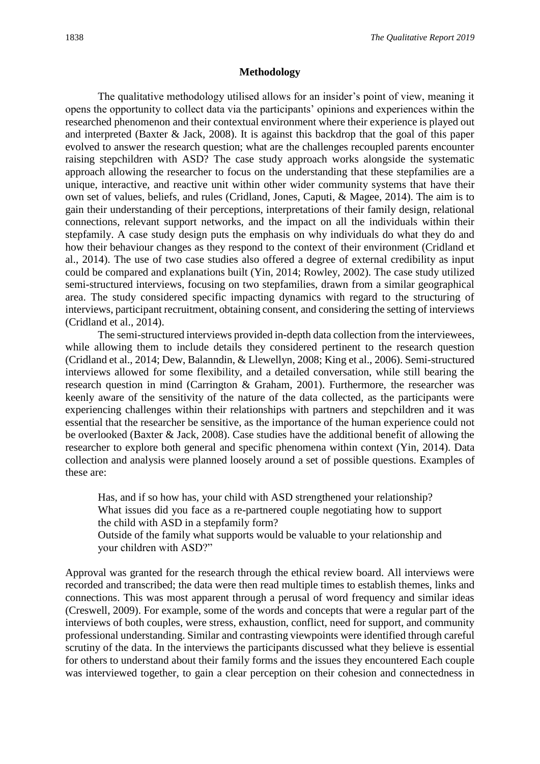## Methodology

The qualitative methodology utilised allows for an insider's point of view, meaning it opens the opportunity to collect data via the participants' opinions and experiences within the researched phenomenon and their contextual environment where their experience is played out and interpreted (Baxter & Jack, 2008). It is against this backdrop that the goal of this paper evolved to answer the research question; what are the challenges recoupled parents encounter raising stepchildren with ASD? The case study approach works alongside the systematic approach allowing the researcher to focus on the understanding that these stepfamilies are a unique, interactive, and reactive unit within other wider community systems that have their own set of values, beliefs, and rules (Cridland, Jones, Caputi, & Magee, 2014). The aim is to gain their understanding of their perceptions, interpretations of their family design, relational connections, relevant support networks, and the impact on all the individuals within their stepfamily. A case study design puts the emphasis on why individuals do what they do and how their behaviour changes as they respond to the context of their environment (Cridland et al., 2014). The use of two case studies also offered a degree of external credibility as input could be compared and explanations built (Yin, 2014; Rowley, 2002). The case study utilized semi-structured interviews, focusing on two stepfamilies, drawn from a similar geographical area. The study considered specific impacting dynamics with regard to the structuring of interviews, participant recruitment, obtaining consent, and considering the setting of interviews (Cridland et al., 2014).

The semi-structured interviews provided in-depth data collection from the interviewees, while allowing them to include details they considered pertinent to the research question (Cridland et al., 2014; Dew, Balanndin, & Llewellyn, 2008; King et al., 2006). Semi-structured interviews allowed for some flexibility, and a detailed conversation, while still bearing the research question in mind (Carrington & Graham, 2001). Furthermore, the researcher was keenly aware of the sensitivity of the nature of the data collected, as the participants were experiencing challenges within their relationships with partners and stepchildren and it was essential that the researcher be sensitive, as the importance of the human experience could not be overlooked (Baxter & Jack, 2008). Case studies have the additional benefit of allowing the researcher to explore both general and specific phenomena within context (Yin, 2014). Data collection and analysis were planned loosely around a set of possible questions. Examples of these are:

> Has, and if so how has, your child with ASD strengthened your relationship?
> What issues did you face as a re-partnered couple negotiating how to support the child with ASD in a stepfamily form?
> Outside of the family what supports would be valuable to your relationship and your children with ASD?"

Approval was granted for the research through the ethical review board. All interviews were recorded and transcribed; the data were then read multiple times to establish themes, links and connections. This was most apparent through a perusal of word frequency and similar ideas (Creswell, 2009). For example, some of the words and concepts that were a regular part of the interviews of both couples, were stress, exhaustion, conflict, need for support, and community professional understanding. Similar and contrasting viewpoints were identified through careful scrutiny of the data. In the interviews the participants discussed what they believe is essential for others to understand about their family forms and the issues they encountered Each couple was interviewed together, to gain a clear perception on their cohesion and connectedness in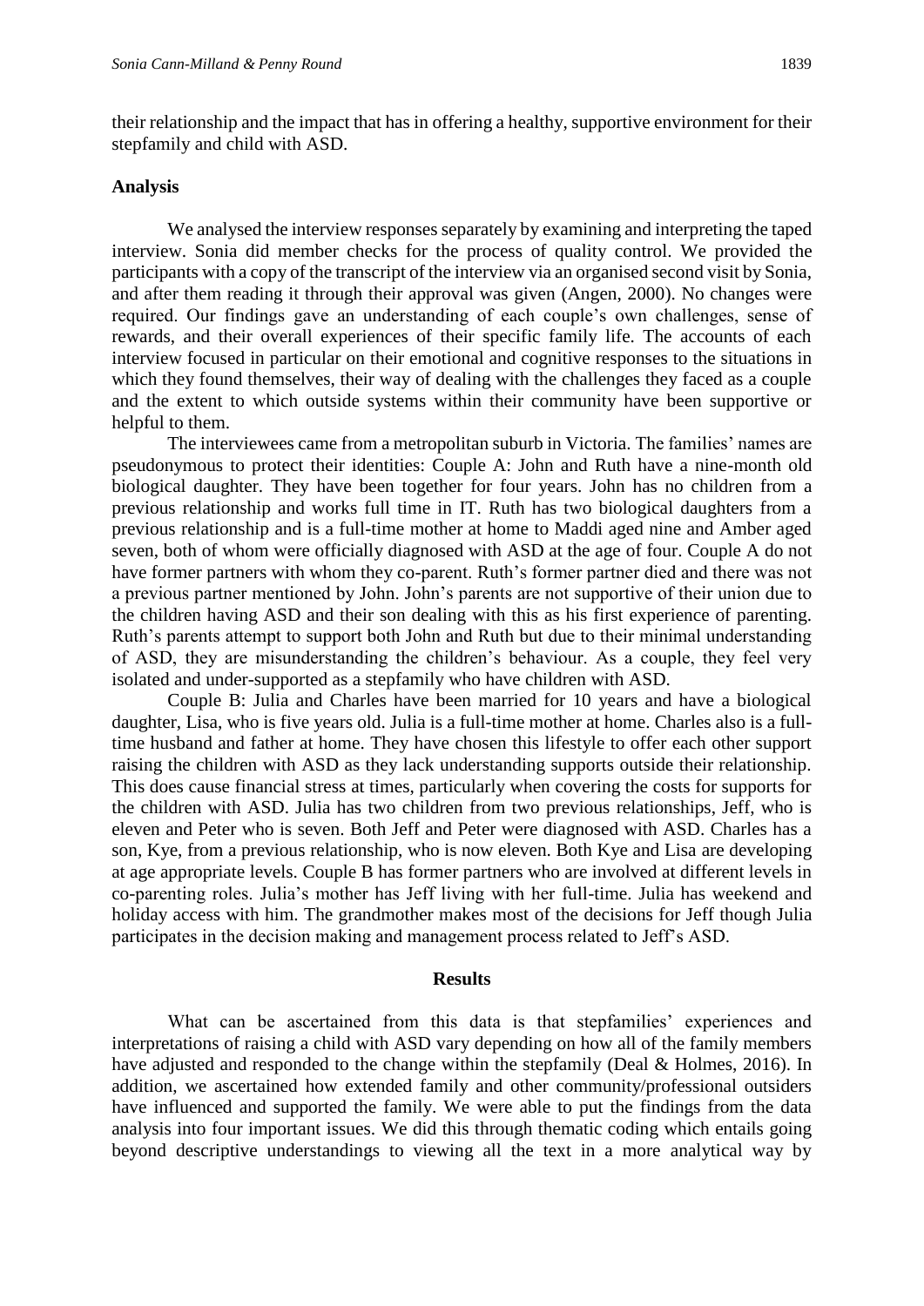their relationship and the impact that has in offering a healthy, supportive environment for their stepfamily and child with ASD.

### Analysis

We analysed the interview responses separately by examining and interpreting the taped interview. Sonia did member checks for the process of quality control. We provided the participants with a copy of the transcript of the interview via an organised second visit by Sonia, and after them reading it through their approval was given (Angen, 2000). No changes were required. Our findings gave an understanding of each couple's own challenges, sense of rewards, and their overall experiences of their specific family life. The accounts of each interview focused in particular on their emotional and cognitive responses to the situations in which they found themselves, their way of dealing with the challenges they faced as a couple and the extent to which outside systems within their community have been supportive or helpful to them.

The interviewees came from a metropolitan suburb in Victoria. The families' names are pseudonymous to protect their identities: Couple A: John and Ruth have a nine-month old biological daughter. They have been together for four years. John has no children from a previous relationship and works full time in IT. Ruth has two biological daughters from a previous relationship and is a full-time mother at home to Maddi aged nine and Amber aged seven, both of whom were officially diagnosed with ASD at the age of four. Couple A do not have former partners with whom they co-parent. Ruth's former partner died and there was not a previous partner mentioned by John. John's parents are not supportive of their union due to the children having ASD and their son dealing with this as his first experience of parenting. Ruth's parents attempt to support both John and Ruth but due to their minimal understanding of ASD, they are misunderstanding the children's behaviour. As a couple, they feel very isolated and under-supported as a stepfamily who have children with ASD.

Couple B: Julia and Charles have been married for 10 years and have a biological daughter, Lisa, who is five years old. Julia is a full-time mother at home. Charles also is a full-time husband and father at home. They have chosen this lifestyle to offer each other support raising the children with ASD as they lack understanding supports outside their relationship. This does cause financial stress at times, particularly when covering the costs for supports for the children with ASD. Julia has two children from two previous relationships, Jeff, who is eleven and Peter who is seven. Both Jeff and Peter were diagnosed with ASD. Charles has a son, Kye, from a previous relationship, who is now eleven. Both Kye and Lisa are developing at age appropriate levels. Couple B has former partners who are involved at different levels in co-parenting roles. Julia's mother has Jeff living with her full-time. Julia has weekend and holiday access with him. The grandmother makes most of the decisions for Jeff though Julia participates in the decision making and management process related to Jeff's ASD.

## Results

What can be ascertained from this data is that stepfamilies' experiences and interpretations of raising a child with ASD vary depending on how all of the family members have adjusted and responded to the change within the stepfamily (Deal & Holmes, 2016). In addition, we ascertained how extended family and other community/professional outsiders have influenced and supported the family. We were able to put the findings from the data analysis into four important issues. We did this through thematic coding which entails going beyond descriptive understandings to viewing all the text in a more analytical way by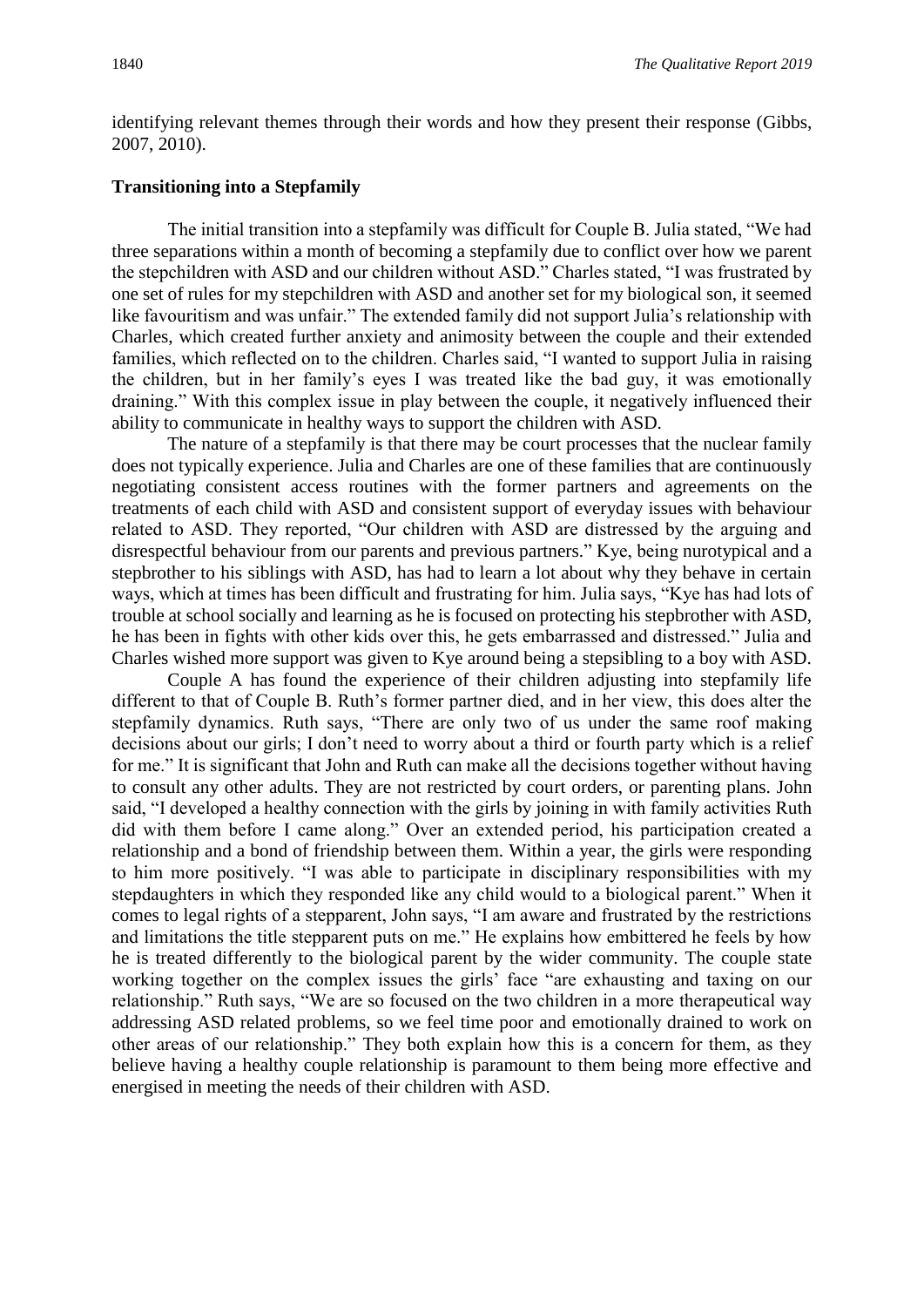identifying relevant themes through their words and how they present their response (Gibbs, 2007, 2010).

### Transitioning into a Stepfamily

The initial transition into a stepfamily was difficult for Couple B. Julia stated, "We had three separations within a month of becoming a stepfamily due to conflict over how we parent the stepchildren with ASD and our children without ASD." Charles stated, "I was frustrated by one set of rules for my stepchildren with ASD and another set for my biological son, it seemed like favouritism and was unfair." The extended family did not support Julia's relationship with Charles, which created further anxiety and animosity between the couple and their extended families, which reflected on to the children. Charles said, "I wanted to support Julia in raising the children, but in her family's eyes I was treated like the bad guy, it was emotionally draining." With this complex issue in play between the couple, it negatively influenced their ability to communicate in healthy ways to support the children with ASD.

The nature of a stepfamily is that there may be court processes that the nuclear family does not typically experience. Julia and Charles are one of these families that are continuously negotiating consistent access routines with the former partners and agreements on the treatments of each child with ASD and consistent support of everyday issues with behaviour related to ASD. They reported, "Our children with ASD are distressed by the arguing and disrespectful behaviour from our parents and previous partners." Kye, being nurotypical and a stepbrother to his siblings with ASD, has had to learn a lot about why they behave in certain ways, which at times has been difficult and frustrating for him. Julia says, "Kye has had lots of trouble at school socially and learning as he is focused on protecting his stepbrother with ASD, he has been in fights with other kids over this, he gets embarrassed and distressed." Julia and Charles wished more support was given to Kye around being a stepsibling to a boy with ASD.

Couple A has found the experience of their children adjusting into stepfamily life different to that of Couple B. Ruth's former partner died, and in her view, this does alter the stepfamily dynamics. Ruth says, "There are only two of us under the same roof making decisions about our girls; I don't need to worry about a third or fourth party which is a relief for me." It is significant that John and Ruth can make all the decisions together without having to consult any other adults. They are not restricted by court orders, or parenting plans. John said, "I developed a healthy connection with the girls by joining in with family activities Ruth did with them before I came along." Over an extended period, his participation created a relationship and a bond of friendship between them. Within a year, the girls were responding to him more positively. "I was able to participate in disciplinary responsibilities with my stepdaughters in which they responded like any child would to a biological parent." When it comes to legal rights of a stepparent, John says, "I am aware and frustrated by the restrictions and limitations the title stepparent puts on me." He explains how embittered he feels by how he is treated differently to the biological parent by the wider community. The couple state working together on the complex issues the girls' face "are exhausting and taxing on our relationship." Ruth says, "We are so focused on the two children in a more therapeutical way addressing ASD related problems, so we feel time poor and emotionally drained to work on other areas of our relationship." They both explain how this is a concern for them, as they believe having a healthy couple relationship is paramount to them being more effective and energised in meeting the needs of their children with ASD.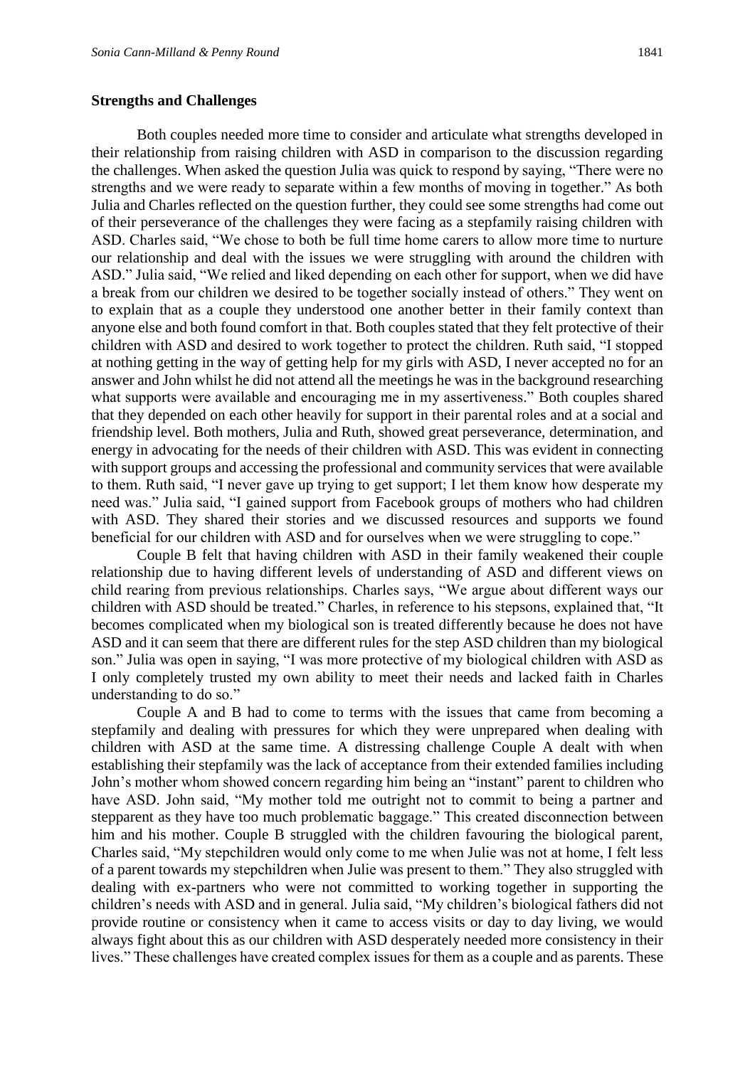### Strengths and Challenges

Both couples needed more time to consider and articulate what strengths developed in their relationship from raising children with ASD in comparison to the discussion regarding the challenges. When asked the question Julia was quick to respond by saying, "There were no strengths and we were ready to separate within a few months of moving in together." As both Julia and Charles reflected on the question further, they could see some strengths had come out of their perseverance of the challenges they were facing as a stepfamily raising children with ASD. Charles said, "We chose to both be full time home carers to allow more time to nurture our relationship and deal with the issues we were struggling with around the children with ASD." Julia said, "We relied and liked depending on each other for support, when we did have a break from our children we desired to be together socially instead of others." They went on to explain that as a couple they understood one another better in their family context than anyone else and both found comfort in that. Both couples stated that they felt protective of their children with ASD and desired to work together to protect the children. Ruth said, "I stopped at nothing getting in the way of getting help for my girls with ASD, I never accepted no for an answer and John whilst he did not attend all the meetings he was in the background researching what supports were available and encouraging me in my assertiveness." Both couples shared that they depended on each other heavily for support in their parental roles and at a social and friendship level. Both mothers, Julia and Ruth, showed great perseverance, determination, and energy in advocating for the needs of their children with ASD. This was evident in connecting with support groups and accessing the professional and community services that were available to them. Ruth said, "I never gave up trying to get support; I let them know how desperate my need was." Julia said, "I gained support from Facebook groups of mothers who had children with ASD. They shared their stories and we discussed resources and supports we found beneficial for our children with ASD and for ourselves when we were struggling to cope."

Couple B felt that having children with ASD in their family weakened their couple relationship due to having different levels of understanding of ASD and different views on child rearing from previous relationships. Charles says, "We argue about different ways our children with ASD should be treated." Charles, in reference to his stepsons, explained that, "It becomes complicated when my biological son is treated differently because he does not have ASD and it can seem that there are different rules for the step ASD children than my biological son." Julia was open in saying, "I was more protective of my biological children with ASD as I only completely trusted my own ability to meet their needs and lacked faith in Charles understanding to do so."

Couple A and B had to come to terms with the issues that came from becoming a stepfamily and dealing with pressures for which they were unprepared when dealing with children with ASD at the same time. A distressing challenge Couple A dealt with when establishing their stepfamily was the lack of acceptance from their extended families including John's mother whom showed concern regarding him being an "instant" parent to children who have ASD. John said, "My mother told me outright not to commit to being a partner and stepparent as they have too much problematic baggage." This created disconnection between him and his mother. Couple B struggled with the children favouring the biological parent, Charles said, "My stepchildren would only come to me when Julie was not at home, I felt less of a parent towards my stepchildren when Julie was present to them." They also struggled with dealing with ex-partners who were not committed to working together in supporting the children's needs with ASD and in general. Julia said, "My children's biological fathers did not provide routine or consistency when it came to access visits or day to day living, we would always fight about this as our children with ASD desperately needed more consistency in their lives." These challenges have created complex issues for them as a couple and as parents. These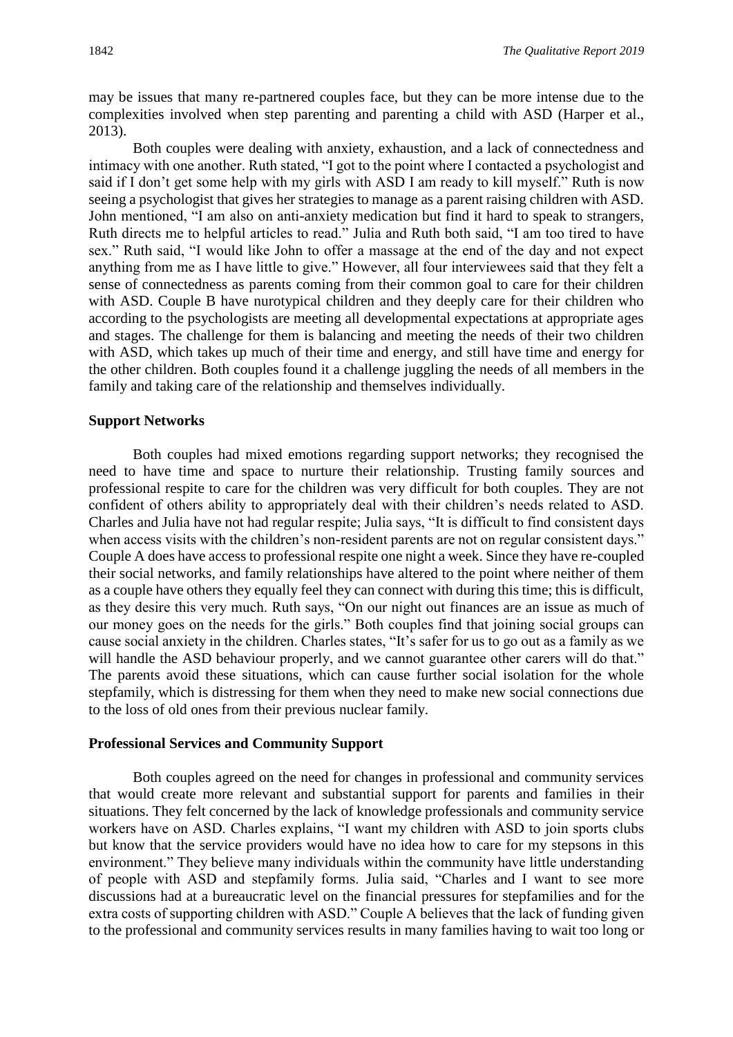may be issues that many re-partnered couples face, but they can be more intense due to the complexities involved when step parenting and parenting a child with ASD (Harper et al., 2013).

Both couples were dealing with anxiety, exhaustion, and a lack of connectedness and intimacy with one another. Ruth stated, "I got to the point where I contacted a psychologist and said if I don't get some help with my girls with ASD I am ready to kill myself." Ruth is now seeing a psychologist that gives her strategies to manage as a parent raising children with ASD. John mentioned, "I am also on anti-anxiety medication but find it hard to speak to strangers, Ruth directs me to helpful articles to read." Julia and Ruth both said, "I am too tired to have sex." Ruth said, "I would like John to offer a massage at the end of the day and not expect anything from me as I have little to give." However, all four interviewees said that they felt a sense of connectedness as parents coming from their common goal to care for their children with ASD. Couple B have nurotypical children and they deeply care for their children who according to the psychologists are meeting all developmental expectations at appropriate ages and stages. The challenge for them is balancing and meeting the needs of their two children with ASD, which takes up much of their time and energy, and still have time and energy for the other children. Both couples found it a challenge juggling the needs of all members in the family and taking care of the relationship and themselves individually.

### Support Networks

Both couples had mixed emotions regarding support networks; they recognised the need to have time and space to nurture their relationship. Trusting family sources and professional respite to care for the children was very difficult for both couples. They are not confident of others ability to appropriately deal with their children's needs related to ASD. Charles and Julia have not had regular respite; Julia says, "It is difficult to find consistent days when access visits with the children's non-resident parents are not on regular consistent days." Couple A does have access to professional respite one night a week. Since they have re-coupled their social networks, and family relationships have altered to the point where neither of them as a couple have others they equally feel they can connect with during this time; this is difficult, as they desire this very much. Ruth says, "On our night out finances are an issue as much of our money goes on the needs for the girls." Both couples find that joining social groups can cause social anxiety in the children. Charles states, "It's safer for us to go out as a family as we will handle the ASD behaviour properly, and we cannot guarantee other carers will do that." The parents avoid these situations, which can cause further social isolation for the whole stepfamily, which is distressing for them when they need to make new social connections due to the loss of old ones from their previous nuclear family.

### Professional Services and Community Support

Both couples agreed on the need for changes in professional and community services that would create more relevant and substantial support for parents and families in their situations. They felt concerned by the lack of knowledge professionals and community service workers have on ASD. Charles explains, "I want my children with ASD to join sports clubs but know that the service providers would have no idea how to care for my stepsons in this environment." They believe many individuals within the community have little understanding of people with ASD and stepfamily forms. Julia said, "Charles and I want to see more discussions had at a bureaucratic level on the financial pressures for stepfamilies and for the extra costs of supporting children with ASD." Couple A believes that the lack of funding given to the professional and community services results in many families having to wait too long or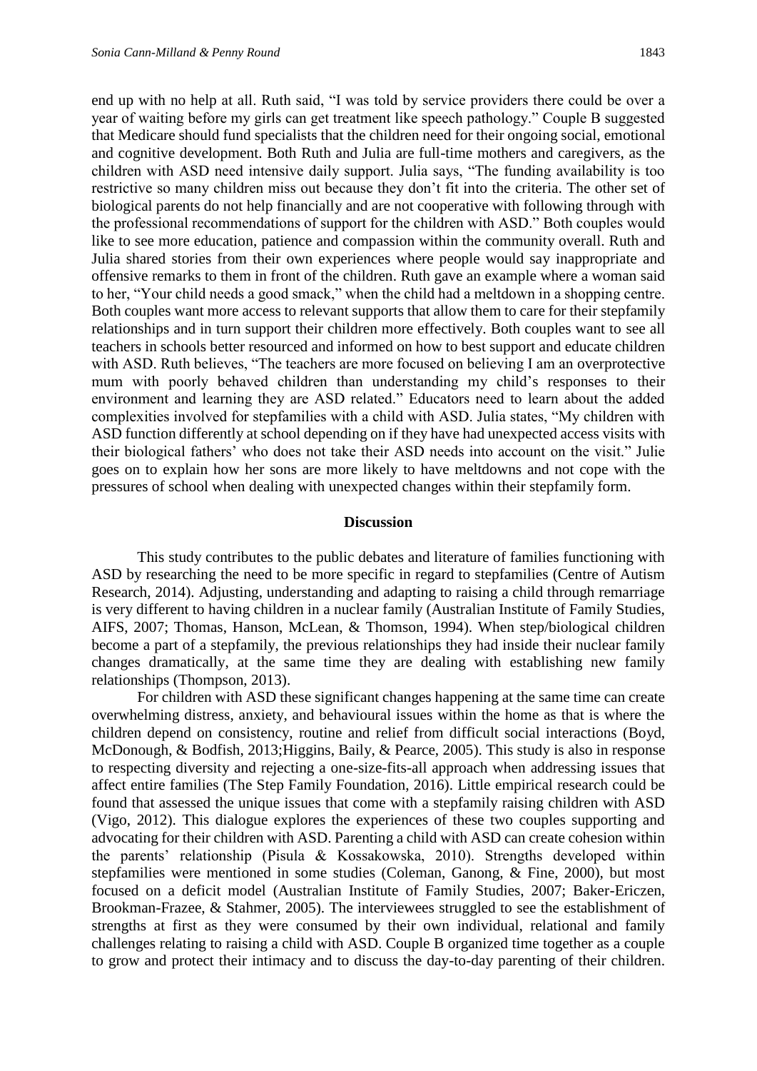end up with no help at all. Ruth said, "I was told by service providers there could be over a year of waiting before my girls can get treatment like speech pathology." Couple B suggested that Medicare should fund specialists that the children need for their ongoing social, emotional and cognitive development. Both Ruth and Julia are full-time mothers and caregivers, as the children with ASD need intensive daily support. Julia says, "The funding availability is too restrictive so many children miss out because they don't fit into the criteria. The other set of biological parents do not help financially and are not cooperative with following through with the professional recommendations of support for the children with ASD." Both couples would like to see more education, patience and compassion within the community overall. Ruth and Julia shared stories from their own experiences where people would say inappropriate and offensive remarks to them in front of the children. Ruth gave an example where a woman said to her, "Your child needs a good smack," when the child had a meltdown in a shopping centre. Both couples want more access to relevant supports that allow them to care for their stepfamily relationships and in turn support their children more effectively. Both couples want to see all teachers in schools better resourced and informed on how to best support and educate children with ASD. Ruth believes, "The teachers are more focused on believing I am an overprotective mum with poorly behaved children than understanding my child's responses to their environment and learning they are ASD related." Educators need to learn about the added complexities involved for stepfamilies with a child with ASD. Julia states, "My children with ASD function differently at school depending on if they have had unexpected access visits with their biological fathers' who does not take their ASD needs into account on the visit." Julie goes on to explain how her sons are more likely to have meltdowns and not cope with the pressures of school when dealing with unexpected changes within their stepfamily form.

## Discussion

This study contributes to the public debates and literature of families functioning with ASD by researching the need to be more specific in regard to stepfamilies (Centre of Autism Research, 2014). Adjusting, understanding and adapting to raising a child through remarriage is very different to having children in a nuclear family (Australian Institute of Family Studies, AIFS, 2007; Thomas, Hanson, McLean, & Thomson, 1994). When step/biological children become a part of a stepfamily, the previous relationships they had inside their nuclear family changes dramatically, at the same time they are dealing with establishing new family relationships (Thompson, 2013).

For children with ASD these significant changes happening at the same time can create overwhelming distress, anxiety, and behavioural issues within the home as that is where the children depend on consistency, routine and relief from difficult social interactions (Boyd, McDonough, & Bodfish, 2013;Higgins, Baily, & Pearce, 2005). This study is also in response to respecting diversity and rejecting a one-size-fits-all approach when addressing issues that affect entire families (The Step Family Foundation, 2016). Little empirical research could be found that assessed the unique issues that come with a stepfamily raising children with ASD (Vigo, 2012). This dialogue explores the experiences of these two couples supporting and advocating for their children with ASD. Parenting a child with ASD can create cohesion within the parents' relationship (Pisula & Kossakowska, 2010). Strengths developed within stepfamilies were mentioned in some studies (Coleman, Ganong, & Fine, 2000), but most focused on a deficit model (Australian Institute of Family Studies, 2007; Baker-Ericzen, Brookman-Frazee, & Stahmer, 2005). The interviewees struggled to see the establishment of strengths at first as they were consumed by their own individual, relational and family challenges relating to raising a child with ASD. Couple B organized time together as a couple to grow and protect their intimacy and to discuss the day-to-day parenting of their children.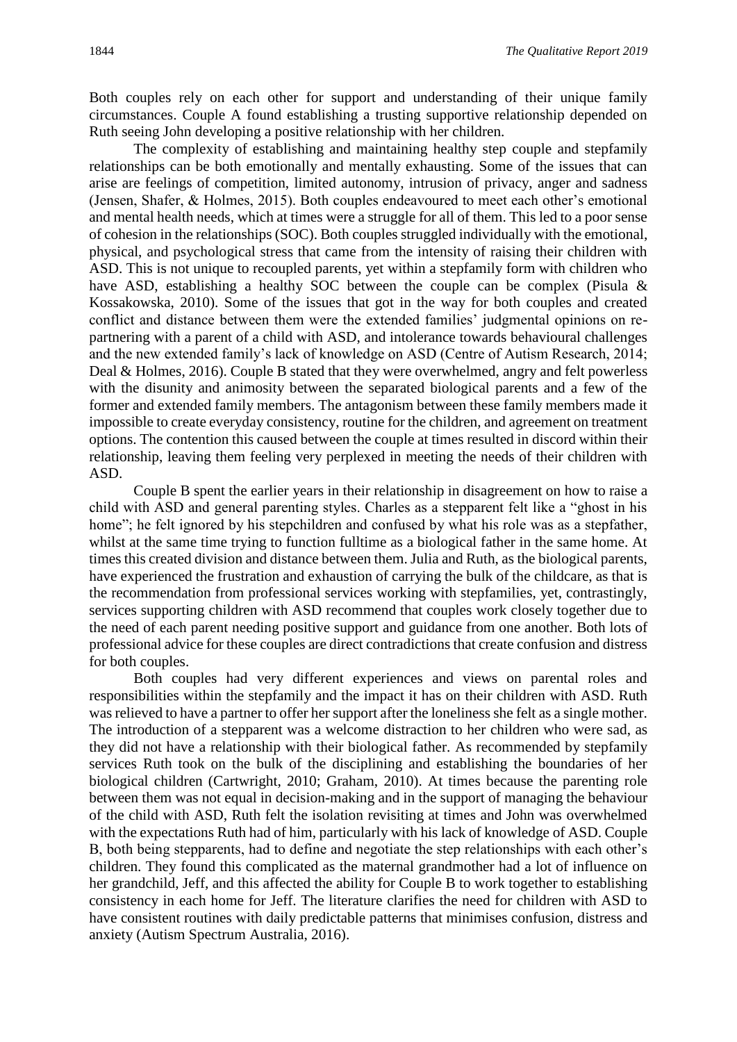Both couples rely on each other for support and understanding of their unique family circumstances. Couple A found establishing a trusting supportive relationship depended on Ruth seeing John developing a positive relationship with her children.

The complexity of establishing and maintaining healthy step couple and stepfamily relationships can be both emotionally and mentally exhausting. Some of the issues that can arise are feelings of competition, limited autonomy, intrusion of privacy, anger and sadness (Jensen, Shafer, & Holmes, 2015). Both couples endeavoured to meet each other's emotional and mental health needs, which at times were a struggle for all of them. This led to a poor sense of cohesion in the relationships (SOC). Both couples struggled individually with the emotional, physical, and psychological stress that came from the intensity of raising their children with ASD. This is not unique to recoupled parents, yet within a stepfamily form with children who have ASD, establishing a healthy SOC between the couple can be complex (Pisula & Kossakowska, 2010). Some of the issues that got in the way for both couples and created conflict and distance between them were the extended families' judgmental opinions on re-partnering with a parent of a child with ASD, and intolerance towards behavioural challenges and the new extended family's lack of knowledge on ASD (Centre of Autism Research, 2014; Deal & Holmes, 2016). Couple B stated that they were overwhelmed, angry and felt powerless with the disunity and animosity between the separated biological parents and a few of the former and extended family members. The antagonism between these family members made it impossible to create everyday consistency, routine for the children, and agreement on treatment options. The contention this caused between the couple at times resulted in discord within their relationship, leaving them feeling very perplexed in meeting the needs of their children with ASD.

Couple B spent the earlier years in their relationship in disagreement on how to raise a child with ASD and general parenting styles. Charles as a stepparent felt like a "ghost in his home"; he felt ignored by his stepchildren and confused by what his role was as a stepfather, whilst at the same time trying to function fulltime as a biological father in the same home. At times this created division and distance between them. Julia and Ruth, as the biological parents, have experienced the frustration and exhaustion of carrying the bulk of the childcare, as that is the recommendation from professional services working with stepfamilies, yet, contrastingly, services supporting children with ASD recommend that couples work closely together due to the need of each parent needing positive support and guidance from one another. Both lots of professional advice for these couples are direct contradictions that create confusion and distress for both couples.

Both couples had very different experiences and views on parental roles and responsibilities within the stepfamily and the impact it has on their children with ASD. Ruth was relieved to have a partner to offer her support after the loneliness she felt as a single mother. The introduction of a stepparent was a welcome distraction to her children who were sad, as they did not have a relationship with their biological father. As recommended by stepfamily services Ruth took on the bulk of the disciplining and establishing the boundaries of her biological children (Cartwright, 2010; Graham, 2010). At times because the parenting role between them was not equal in decision-making and in the support of managing the behaviour of the child with ASD, Ruth felt the isolation revisiting at times and John was overwhelmed with the expectations Ruth had of him, particularly with his lack of knowledge of ASD. Couple B, both being stepparents, had to define and negotiate the step relationships with each other's children. They found this complicated as the maternal grandmother had a lot of influence on her grandchild, Jeff, and this affected the ability for Couple B to work together to establishing consistency in each home for Jeff. The literature clarifies the need for children with ASD to have consistent routines with daily predictable patterns that minimises confusion, distress and anxiety (Autism Spectrum Australia, 2016).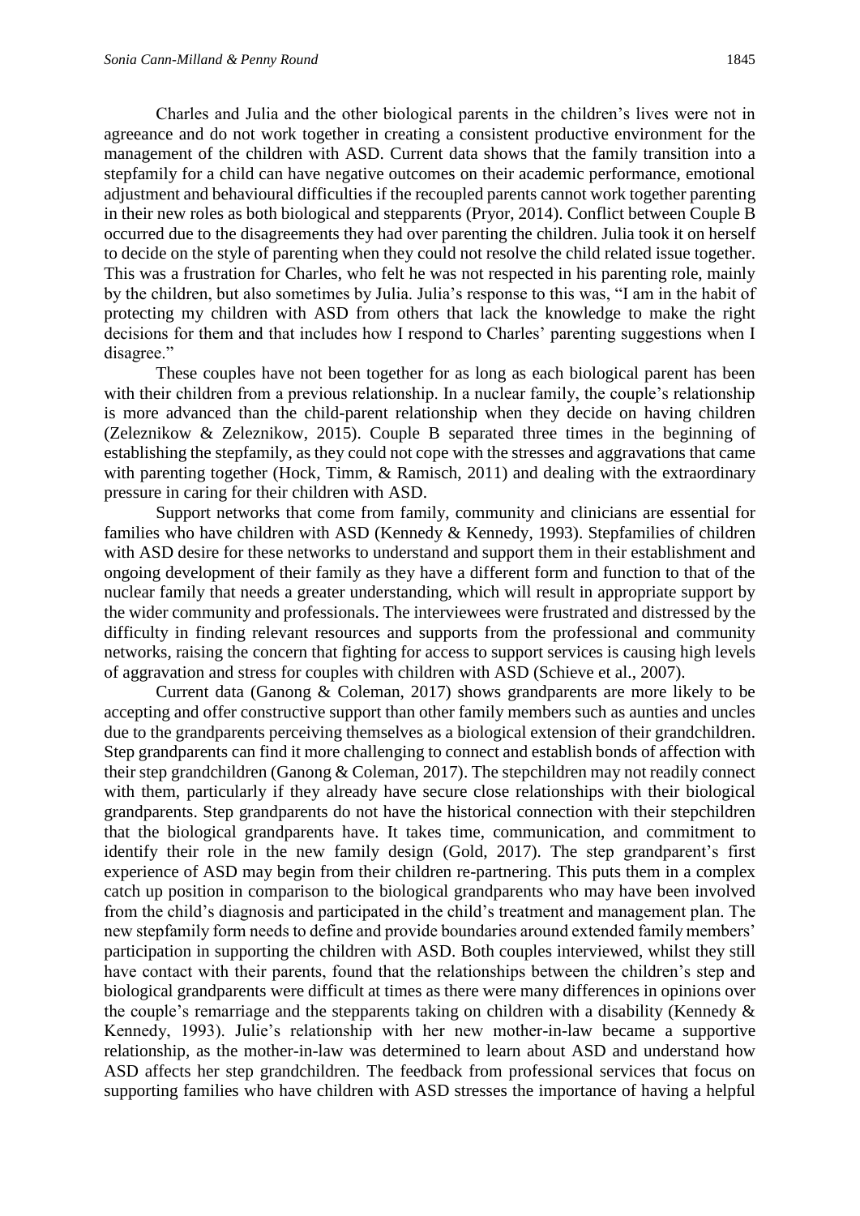Charles and Julia and the other biological parents in the children's lives were not in agreeance and do not work together in creating a consistent productive environment for the management of the children with ASD. Current data shows that the family transition into a stepfamily for a child can have negative outcomes on their academic performance, emotional adjustment and behavioural difficulties if the recoupled parents cannot work together parenting in their new roles as both biological and stepparents (Pryor, 2014). Conflict between Couple B occurred due to the disagreements they had over parenting the children. Julia took it on herself to decide on the style of parenting when they could not resolve the child related issue together. This was a frustration for Charles, who felt he was not respected in his parenting role, mainly by the children, but also sometimes by Julia. Julia's response to this was, "I am in the habit of protecting my children with ASD from others that lack the knowledge to make the right decisions for them and that includes how I respond to Charles' parenting suggestions when I disagree."

These couples have not been together for as long as each biological parent has been with their children from a previous relationship. In a nuclear family, the couple's relationship is more advanced than the child-parent relationship when they decide on having children (Zeleznikow & Zeleznikow, 2015). Couple B separated three times in the beginning of establishing the stepfamily, as they could not cope with the stresses and aggravations that came with parenting together (Hock, Timm, & Ramisch, 2011) and dealing with the extraordinary pressure in caring for their children with ASD.

Support networks that come from family, community and clinicians are essential for families who have children with ASD (Kennedy & Kennedy, 1993). Stepfamilies of children with ASD desire for these networks to understand and support them in their establishment and ongoing development of their family as they have a different form and function to that of the nuclear family that needs a greater understanding, which will result in appropriate support by the wider community and professionals. The interviewees were frustrated and distressed by the difficulty in finding relevant resources and supports from the professional and community networks, raising the concern that fighting for access to support services is causing high levels of aggravation and stress for couples with children with ASD (Schieve et al., 2007).

Current data (Ganong & Coleman, 2017) shows grandparents are more likely to be accepting and offer constructive support than other family members such as aunties and uncles due to the grandparents perceiving themselves as a biological extension of their grandchildren. Step grandparents can find it more challenging to connect and establish bonds of affection with their step grandchildren (Ganong & Coleman, 2017). The stepchildren may not readily connect with them, particularly if they already have secure close relationships with their biological grandparents. Step grandparents do not have the historical connection with their stepchildren that the biological grandparents have. It takes time, communication, and commitment to identify their role in the new family design (Gold, 2017). The step grandparent's first experience of ASD may begin from their children re-partnering. This puts them in a complex catch up position in comparison to the biological grandparents who may have been involved from the child's diagnosis and participated in the child's treatment and management plan. The new stepfamily form needs to define and provide boundaries around extended family members' participation in supporting the children with ASD. Both couples interviewed, whilst they still have contact with their parents, found that the relationships between the children's step and biological grandparents were difficult at times as there were many differences in opinions over the couple's remarriage and the stepparents taking on children with a disability (Kennedy & Kennedy, 1993). Julie's relationship with her new mother-in-law became a supportive relationship, as the mother-in-law was determined to learn about ASD and understand how ASD affects her step grandchildren. The feedback from professional services that focus on supporting families who have children with ASD stresses the importance of having a helpful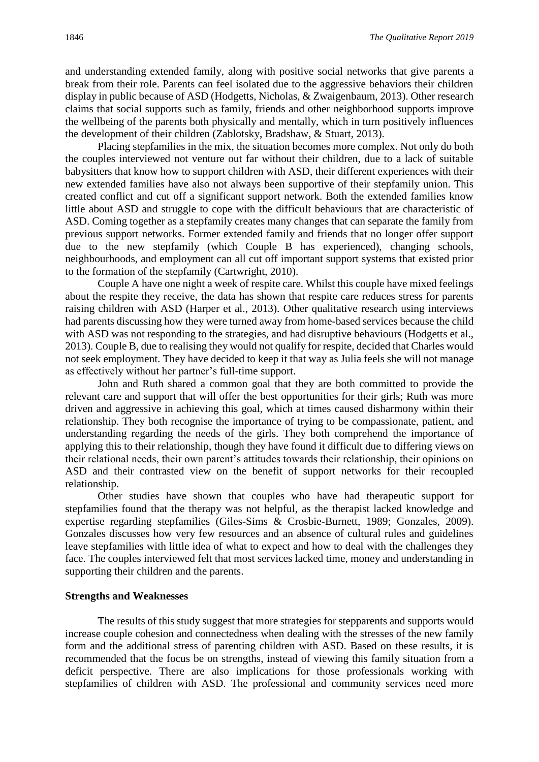and understanding extended family, along with positive social networks that give parents a break from their role. Parents can feel isolated due to the aggressive behaviors their children display in public because of ASD (Hodgetts, Nicholas, & Zwaigenbaum, 2013). Other research claims that social supports such as family, friends and other neighborhood supports improve the wellbeing of the parents both physically and mentally, which in turn positively influences the development of their children (Zablotsky, Bradshaw, & Stuart, 2013).

Placing stepfamilies in the mix, the situation becomes more complex. Not only do both the couples interviewed not venture out far without their children, due to a lack of suitable babysitters that know how to support children with ASD, their different experiences with their new extended families have also not always been supportive of their stepfamily union. This created conflict and cut off a significant support network. Both the extended families know little about ASD and struggle to cope with the difficult behaviours that are characteristic of ASD. Coming together as a stepfamily creates many changes that can separate the family from previous support networks. Former extended family and friends that no longer offer support due to the new stepfamily (which Couple B has experienced), changing schools, neighbourhoods, and employment can all cut off important support systems that existed prior to the formation of the stepfamily (Cartwright, 2010).

Couple A have one night a week of respite care. Whilst this couple have mixed feelings about the respite they receive, the data has shown that respite care reduces stress for parents raising children with ASD (Harper et al., 2013). Other qualitative research using interviews had parents discussing how they were turned away from home-based services because the child with ASD was not responding to the strategies, and had disruptive behaviours (Hodgetts et al., 2013). Couple B, due to realising they would not qualify for respite, decided that Charles would not seek employment. They have decided to keep it that way as Julia feels she will not manage as effectively without her partner's full-time support.

John and Ruth shared a common goal that they are both committed to provide the relevant care and support that will offer the best opportunities for their girls; Ruth was more driven and aggressive in achieving this goal, which at times caused disharmony within their relationship. They both recognise the importance of trying to be compassionate, patient, and understanding regarding the needs of the girls. They both comprehend the importance of applying this to their relationship, though they have found it difficult due to differing views on their relational needs, their own parent's attitudes towards their relationship, their opinions on ASD and their contrasted view on the benefit of support networks for their recoupled relationship.

Other studies have shown that couples who have had therapeutic support for stepfamilies found that the therapy was not helpful, as the therapist lacked knowledge and expertise regarding stepfamilies (Giles-Sims & Crosbie-Burnett, 1989; Gonzales, 2009). Gonzales discusses how very few resources and an absence of cultural rules and guidelines leave stepfamilies with little idea of what to expect and how to deal with the challenges they face. The couples interviewed felt that most services lacked time, money and understanding in supporting their children and the parents.

**Strengths and Weaknesses**

The results of this study suggest that more strategies for stepparents and supports would increase couple cohesion and connectedness when dealing with the stresses of the new family form and the additional stress of parenting children with ASD. Based on these results, it is recommended that the focus be on strengths, instead of viewing this family situation from a deficit perspective. There are also implications for those professionals working with stepfamilies of children with ASD. The professional and community services need more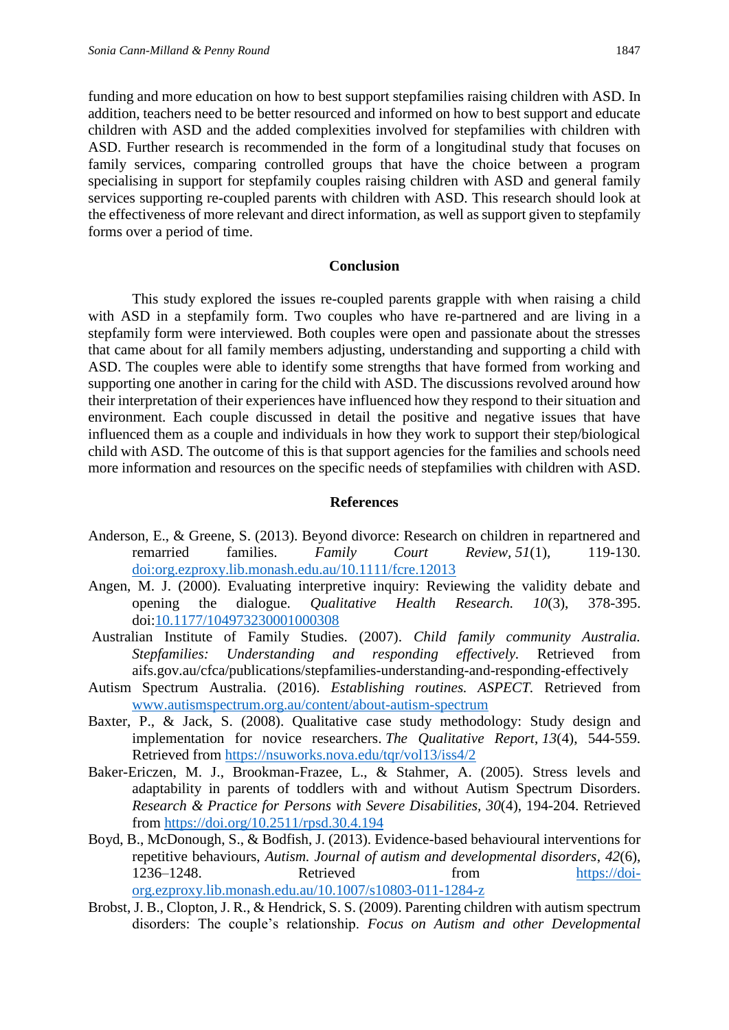funding and more education on how to best support stepfamilies raising children with ASD. In addition, teachers need to be better resourced and informed on how to best support and educate children with ASD and the added complexities involved for stepfamilies with children with ASD. Further research is recommended in the form of a longitudinal study that focuses on family services, comparing controlled groups that have the choice between a program specialising in support for stepfamily couples raising children with ASD and general family services supporting re-coupled parents with children with ASD. This research should look at the effectiveness of more relevant and direct information, as well as support given to stepfamily forms over a period of time.

## Conclusion

This study explored the issues re-coupled parents grapple with when raising a child with ASD in a stepfamily form. Two couples who have re-partnered and are living in a stepfamily form were interviewed. Both couples were open and passionate about the stresses that came about for all family members adjusting, understanding and supporting a child with ASD. The couples were able to identify some strengths that have formed from working and supporting one another in caring for the child with ASD. The discussions revolved around how their interpretation of their experiences have influenced how they respond to their situation and environment. Each couple discussed in detail the positive and negative issues that have influenced them as a couple and individuals in how they work to support their step/biological child with ASD. The outcome of this is that support agencies for the families and schools need more information and resources on the specific needs of stepfamilies with children with ASD.

## References

Anderson, E., & Greene, S. (2013). Beyond divorce: Research on children in repartnered and remarried families. *Family Court Review*, *51*(1), 119-130. doi:org.ezproxy.lib.monash.edu.au/10.1111/fcre.12013

Angen, M. J. (2000). Evaluating interpretive inquiry: Reviewing the validity debate and opening the dialogue. *Qualitative Health Research. 10*(3), 378-395. doi:10.1177/104973230001000308

Australian Institute of Family Studies. (2007). *Child family community Australia. Stepfamilies: Understanding and responding effectively.* Retrieved from aifs.gov.au/cfca/publications/stepfamilies-understanding-and-responding-effectively

Autism Spectrum Australia. (2016). *Establishing routines. ASPECT.* Retrieved from www.autismspectrum.org.au/content/about-autism-spectrum

Baxter, P., & Jack, S. (2008). Qualitative case study methodology: Study design and implementation for novice researchers. *The Qualitative Report*, *13*(4), 544-559. Retrieved from https://nsuworks.nova.edu/tqr/vol13/iss4/2

Baker-Ericzen, M. J., Brookman-Frazee, L., & Stahmer, A. (2005). Stress levels and adaptability in parents of toddlers with and without Autism Spectrum Disorders. *Research & Practice for Persons with Severe Disabilities*, *30*(4), 194-204. Retrieved from https://doi.org/10.2511/rpsd.30.4.194

Boyd, B., McDonough, S., & Bodfish, J. (2013). Evidence-based behavioural interventions for repetitive behaviours, *Autism. Journal of autism and developmental disorders*, *42*(6), 1236–1248. Retrieved from https://doi-org.ezproxy.lib.monash.edu.au/10.1007/s10803-011-1284-z

Brobst, J. B., Clopton, J. R., & Hendrick, S. S. (2009). Parenting children with autism spectrum disorders: The couple's relationship. *Focus on Autism and other Developmental*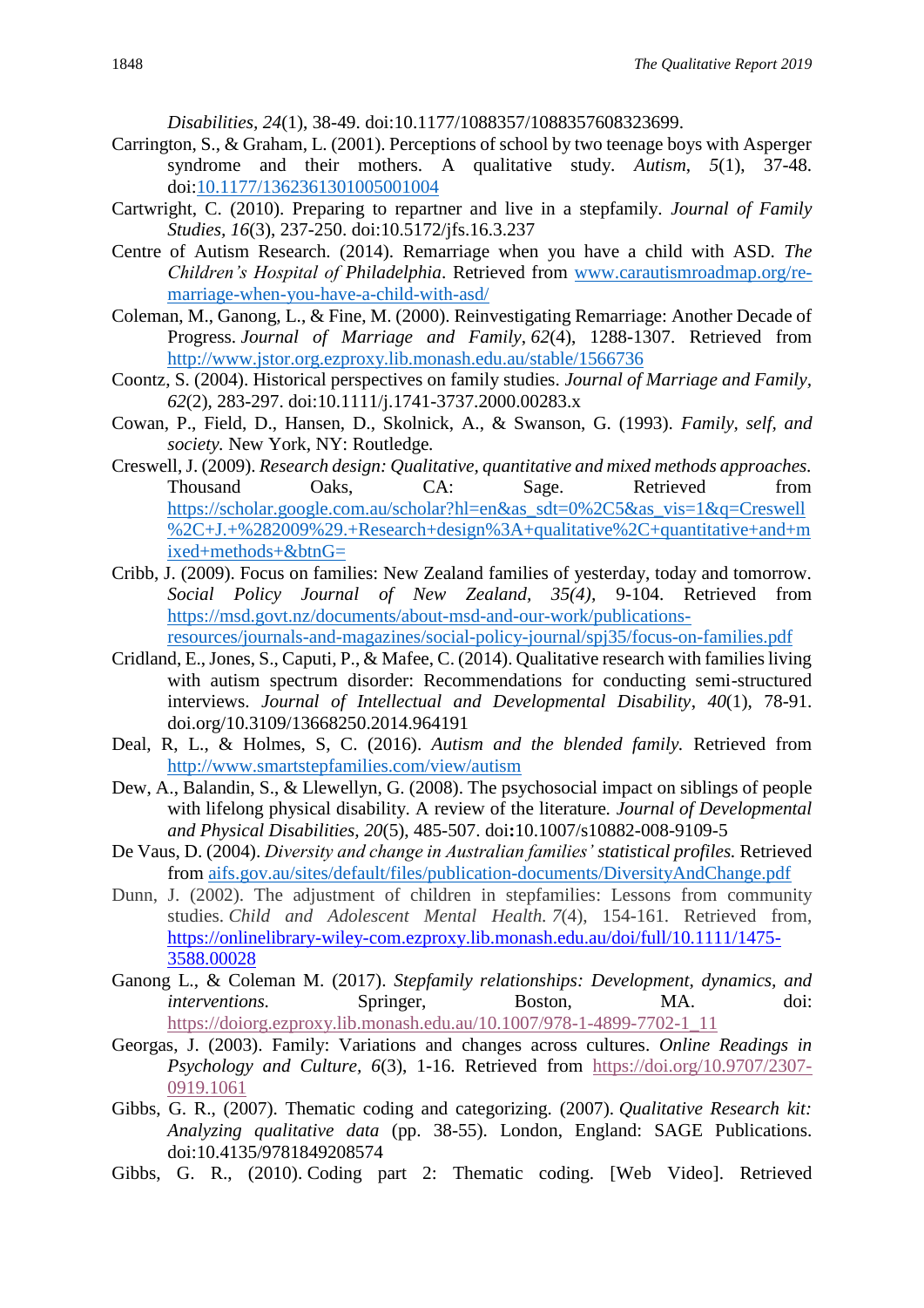*Disabilities, 24*(1), 38-49. doi:10.1177/1088357/1088357608323699.

Carrington, S., & Graham, L. (2001). Perceptions of school by two teenage boys with Asperger syndrome and their mothers. A qualitative study. *Autism*, *5*(1), 37-48. doi:10.1177/1362361301005001004

Cartwright, C. (2010). Preparing to repartner and live in a stepfamily. *Journal of Family Studies, 16*(3), 237-250. doi:10.5172/jfs.16.3.237

Centre of Autism Research. (2014). Remarriage when you have a child with ASD. *The Children's Hospital of Philadelphia*. Retrieved from www.carautismroadmap.org/re-marriage-when-you-have-a-child-with-asd/

Coleman, M., Ganong, L., & Fine, M. (2000). Reinvestigating Remarriage: Another Decade of Progress. *Journal of Marriage and Family*, *62*(4), 1288-1307. Retrieved from http://www.jstor.org.ezproxy.lib.monash.edu.au/stable/1566736

Coontz, S. (2004). Historical perspectives on family studies. *Journal of Marriage and Family, 62*(2), 283-297. doi:10.1111/j.1741-3737.2000.00283.x

Cowan, P., Field, D., Hansen, D., Skolnick, A., & Swanson, G. (1993). *Family, self, and society.* New York, NY: Routledge.

Creswell, J. (2009). *Research design: Qualitative, quantitative and mixed methods approaches.* Thousand Oaks, CA: Sage. Retrieved from https://scholar.google.com.au/scholar?hl=en&as_sdt=0%2C5&as_vis=1&q=Creswell%2C+J.+%282009%29.+Research+design%3A+qualitative%2C+quantitative+and+mixed+methods+&btnG=

Cribb, J. (2009). Focus on families: New Zealand families of yesterday, today and tomorrow. *Social Policy Journal of New Zealand, 35(4),* 9-104. Retrieved from https://msd.govt.nz/documents/about-msd-and-our-work/publications-resources/journals-and-magazines/social-policy-journal/spj35/focus-on-families.pdf

Cridland, E., Jones, S., Caputi, P., & Mafee, C. (2014). Qualitative research with families living with autism spectrum disorder: Recommendations for conducting semi-structured interviews. *Journal of Intellectual and Developmental Disability*, *40*(1), 78-91. doi.org/10.3109/13668250.2014.964191

Deal, R, L., & Holmes, S, C. (2016). *Autism and the blended family.* Retrieved from http://www.smartstepfamilies.com/view/autism

Dew, A., Balandin, S., & Llewellyn, G. (2008). The psychosocial impact on siblings of people with lifelong physical disability. A review of the literature*.* *Journal of Developmental and Physical Disabilities*, *20*(5), 485-507. doi**:**10.1007/s10882-008-9109-5

De Vaus, D. (2004). *Diversity and change in Australian families' statistical profiles.* Retrieved from aifs.gov.au/sites/default/files/publication-documents/DiversityAndChange.pdf

Dunn, J. (2002). The adjustment of children in stepfamilies: Lessons from community studies. *Child and Adolescent Mental Health. 7*(4), 154-161. Retrieved from, https://onlinelibrary-wiley-com.ezproxy.lib.monash.edu.au/doi/full/10.1111/1475-3588.00028

Ganong L., & Coleman M. (2017). *Stepfamily relationships: Development, dynamics, and interventions.* Springer, Boston, MA. doi: https://doiorg.ezproxy.lib.monash.edu.au/10.1007/978-1-4899-7702-1_11

Georgas, J. (2003). Family: Variations and changes across cultures. *Online Readings in Psychology and Culture*, *6*(3), 1-16. Retrieved from https://doi.org/10.9707/2307-0919.1061

Gibbs, G. R., (2007). Thematic coding and categorizing. (2007). *Qualitative Research kit: Analyzing qualitative data* (pp. 38-55). London, England: SAGE Publications. doi:10.4135/9781849208574

Gibbs, G. R., (2010). Coding part 2: Thematic coding. [Web Video]. Retrieved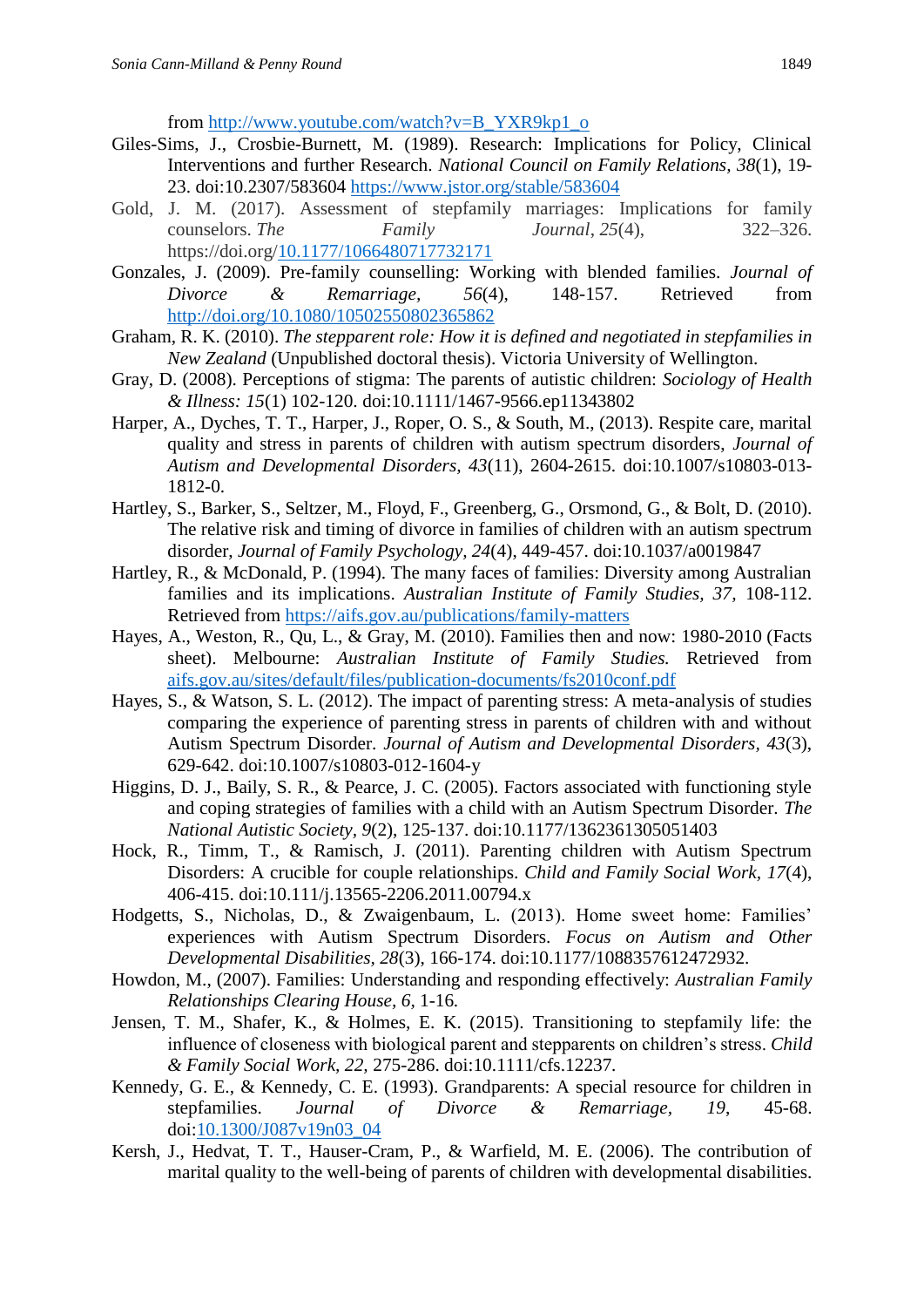from http://www.youtube.com/watch?v=B_YXR9kp1_o

Giles-Sims, J., Crosbie-Burnett, M. (1989). Research: Implications for Policy, Clinical Interventions and further Research. *National Council on Family Relations, 38*(1), 19-23. doi:10.2307/583604 https://www.jstor.org/stable/583604

Gold, J. M. (2017). Assessment of stepfamily marriages: Implications for family counselors. *The Family Journal*, *25*(4), 322–326. https://doi.org/10.1177/1066480717732171

Gonzales, J. (2009). Pre-family counselling: Working with blended families. *Journal of Divorce & Remarriage, 56*(4), 148-157. Retrieved from http://doi.org/10.1080/10502550802365862

Graham, R. K. (2010). *The stepparent role: How it is defined and negotiated in stepfamilies in New Zealand* (Unpublished doctoral thesis). Victoria University of Wellington.

Gray, D. (2008). Perceptions of stigma: The parents of autistic children: *Sociology of Health & Illness: 15*(1) 102-120. doi:10.1111/1467-9566.ep11343802

Harper, A., Dyches, T. T., Harper, J., Roper, O. S., & South, M., (2013). Respite care, marital quality and stress in parents of children with autism spectrum disorders, *Journal of Autism and Developmental Disorders, 43*(11), 2604-2615. doi:10.1007/s10803-013-1812-0.

Hartley, S., Barker, S., Seltzer, M., Floyd, F., Greenberg, G., Orsmond, G., & Bolt, D. (2010). The relative risk and timing of divorce in families of children with an autism spectrum disorder, *Journal of Family Psychology, 24*(4), 449-457. doi:10.1037/a0019847

Hartley, R., & McDonald, P. (1994). The many faces of families: Diversity among Australian families and its implications. *Australian Institute of Family Studies, 37*, 108-112. Retrieved from https://aifs.gov.au/publications/family-matters

Hayes, A., Weston, R., Qu, L., & Gray, M. (2010). Families then and now: 1980-2010 (Facts sheet). Melbourne: *Australian Institute of Family Studies.* Retrieved from aifs.gov.au/sites/default/files/publication-documents/fs2010conf.pdf

Hayes, S., & Watson, S. L. (2012). The impact of parenting stress: A meta-analysis of studies comparing the experience of parenting stress in parents of children with and without Autism Spectrum Disorder. *Journal of Autism and Developmental Disorders, 43*(3), 629-642. doi:10.1007/s10803-012-1604-y

Higgins, D. J., Baily, S. R., & Pearce, J. C. (2005). Factors associated with functioning style and coping strategies of families with a child with an Autism Spectrum Disorder. *The National Autistic Society, 9*(2), 125-137. doi:10.1177/1362361305051403

Hock, R., Timm, T., & Ramisch, J. (2011). Parenting children with Autism Spectrum Disorders: A crucible for couple relationships. *Child and Family Social Work, 17*(4), 406-415. doi:10.111/j.13565-2206.2011.00794.x

Hodgetts, S., Nicholas, D., & Zwaigenbaum, L. (2013). Home sweet home: Families' experiences with Autism Spectrum Disorders. *Focus on Autism and Other Developmental Disabilities, 28*(3), 166-174. doi:10.1177/1088357612472932.

Howdon, M., (2007). Families: Understanding and responding effectively: *Australian Family Relationships Clearing House, 6*, 1-16.

Jensen, T. M., Shafer, K., & Holmes, E. K. (2015). Transitioning to stepfamily life: the influence of closeness with biological parent and stepparents on children's stress. *Child & Family Social Work, 22*, 275-286. doi:10.1111/cfs.12237.

Kennedy, G. E., & Kennedy, C. E. (1993). Grandparents: A special resource for children in stepfamilies. *Journal of Divorce & Remarriage, 19*, 45-68. doi:10.1300/J087v19n03_04

Kersh, J., Hedvat, T. T., Hauser-Cram, P., & Warfield, M. E. (2006). The contribution of marital quality to the well-being of parents of children with developmental disabilities.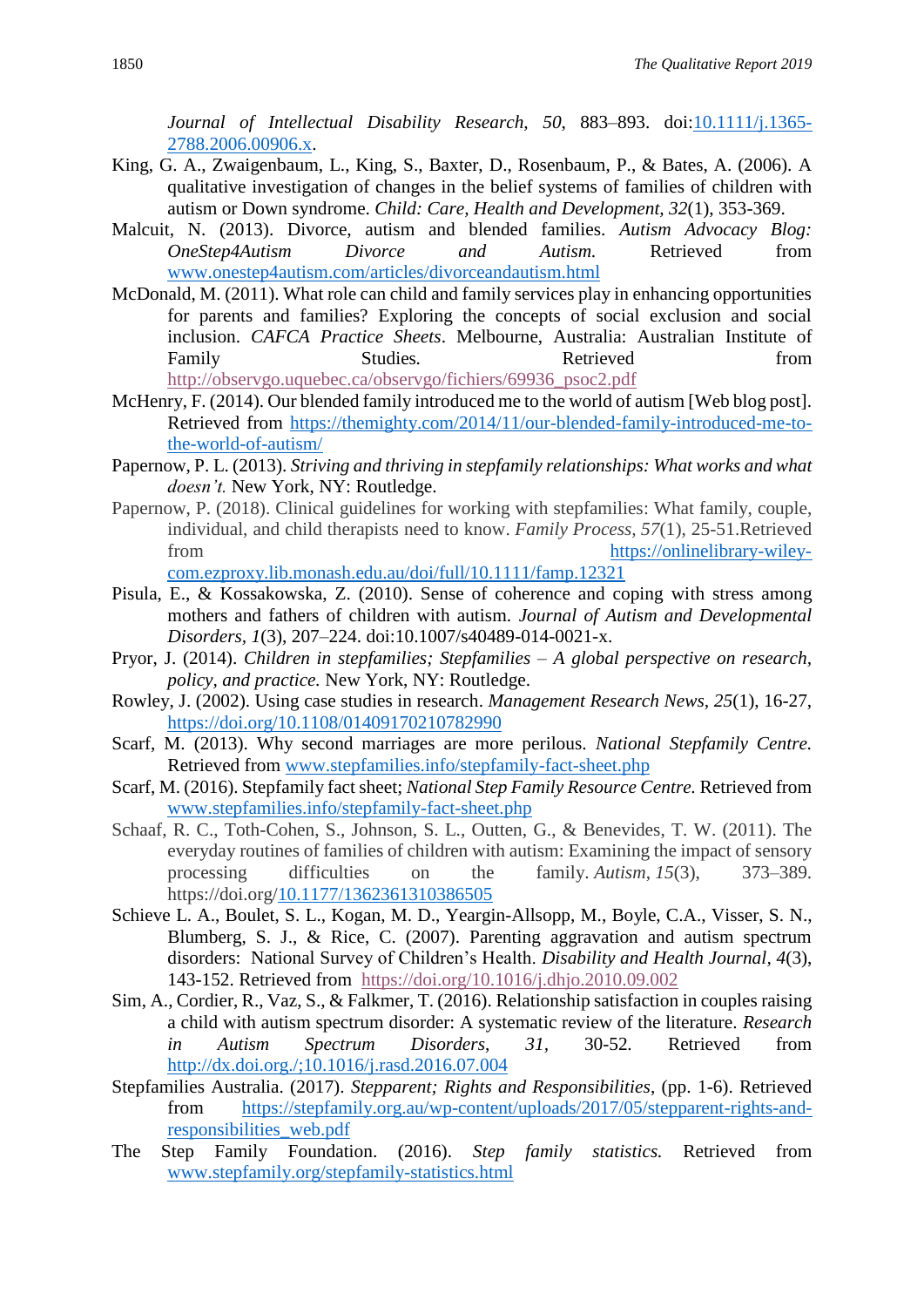*Journal of Intellectual Disability Research*, *50*, 883–893. doi:10.1111/j.1365-2788.2006.00906.x.

King, G. A., Zwaigenbaum, L., King, S., Baxter, D., Rosenbaum, P., & Bates, A. (2006). A qualitative investigation of changes in the belief systems of families of children with autism or Down syndrome. *Child: Care, Health and Development, 32*(1), 353-369.

Malcuit, N. (2013). Divorce, autism and blended families. *Autism Advocacy Blog: OneStep4Autism Divorce and Autism.* Retrieved from www.onestep4autism.com/articles/divorceandautism.html

McDonald, M. (2011). What role can child and family services play in enhancing opportunities for parents and families? Exploring the concepts of social exclusion and social inclusion. *CAFCA Practice Sheets*. Melbourne, Australia: Australian Institute of Family Studies. Retrieved from http://observgo.uquebec.ca/observgo/fichiers/69936_psoc2.pdf

McHenry, F. (2014). Our blended family introduced me to the world of autism [Web blog post]. Retrieved from https://themighty.com/2014/11/our-blended-family-introduced-me-to-the-world-of-autism/

Papernow, P. L. (2013). *Striving and thriving in stepfamily relationships: What works and what doesn't.* New York, NY: Routledge.

Papernow, P. (2018). Clinical guidelines for working with stepfamilies: What family, couple, individual, and child therapists need to know. *Family Process, 57*(1), 25-51.Retrieved from https://onlinelibrary-wiley-com.ezproxy.lib.monash.edu.au/doi/full/10.1111/famp.12321

Pisula, E., & Kossakowska, Z. (2010). Sense of coherence and coping with stress among mothers and fathers of children with autism. *Journal of Autism and Developmental Disorders, 1*(3), 207–224. doi:10.1007/s40489-014-0021-x.

Pryor, J. (2014). *Children in stepfamilies; Stepfamilies – A global perspective on research, policy, and practice.* New York, NY: Routledge.

Rowley, J. (2002). Using case studies in research. *Management Research News, 25*(1), 16-27, https://doi.org/10.1108/01409170210782990

Scarf, M. (2013). Why second marriages are more perilous. *National Stepfamily Centre.* Retrieved from www.stepfamilies.info/stepfamily-fact-sheet.php

Scarf, M. (2016). Stepfamily fact sheet; *National Step Family Resource Centre.* Retrieved from www.stepfamilies.info/stepfamily-fact-sheet.php

Schaaf, R. C., Toth-Cohen, S., Johnson, S. L., Outten, G., & Benevides, T. W. (2011). The everyday routines of families of children with autism: Examining the impact of sensory processing difficulties on the family. *Autism*, *15*(3), 373–389. https://doi.org/10.1177/1362361310386505

Schieve L. A., Boulet, S. L., Kogan, M. D., Yeargin-Allsopp, M., Boyle, C.A., Visser, S. N., Blumberg, S. J., & Rice, C. (2007). Parenting aggravation and autism spectrum disorders: National Survey of Children's Health. *Disability and Health Journal*, *4*(3), 143-152. Retrieved from https://doi.org/10.1016/j.dhjo.2010.09.002

Sim, A., Cordier, R., Vaz, S., & Falkmer, T. (2016). Relationship satisfaction in couples raising a child with autism spectrum disorder: A systematic review of the literature. *Research in Autism Spectrum Disorders*, *31*, 30-52. Retrieved from http://dx.doi.org./;10.1016/j.rasd.2016.07.004

Stepfamilies Australia. (2017). *Stepparent; Rights and Responsibilities*, (pp. 1-6). Retrieved from https://stepfamily.org.au/wp-content/uploads/2017/05/stepparent-rights-and-responsibilities_web.pdf

The Step Family Foundation. (2016). *Step family statistics.* Retrieved from www.stepfamily.org/stepfamily-statistics.html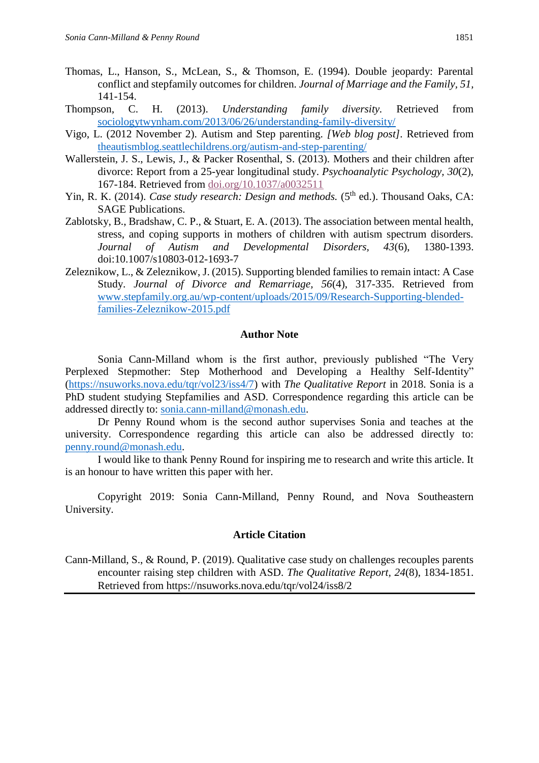Thomas, L., Hanson, S., McLean, S., & Thomson, E. (1994). Double jeopardy: Parental conflict and stepfamily outcomes for children. *Journal of Marriage and the Family, 51*, 141-154.

Thompson, C. H. (2013). *Understanding family diversity.* Retrieved from sociologytwynham.com/2013/06/26/understanding-family-diversity/

Vigo, L. (2012 November 2). Autism and Step parenting. *[Web blog post]*. Retrieved from theautismblog.seattlechildrens.org/autism-and-step-parenting/

Wallerstein, J. S., Lewis, J., & Packer Rosenthal, S. (2013). Mothers and their children after divorce: Report from a 25-year longitudinal study. *Psychoanalytic Psychology, 30*(2), 167-184. Retrieved from doi.org/10.1037/a0032511

Yin, R. K. (2014). *Case study research: Design and methods.* (5th ed.). Thousand Oaks, CA: SAGE Publications.

Zablotsky, B., Bradshaw, C. P., & Stuart, E. A. (2013). The association between mental health, stress, and coping supports in mothers of children with autism spectrum disorders. *Journal of Autism and Developmental Disorders, 43*(6), 1380-1393. doi:10.1007/s10803-012-1693-7

Zeleznikow, L., & Zeleznikow, J. (2015). Supporting blended families to remain intact: A Case Study. *Journal of Divorce and Remarriage, 56*(4), 317-335. Retrieved from www.stepfamily.org.au/wp-content/uploads/2015/09/Research-Supporting-blended-families-Zeleznikow-2015.pdf

## Author Note

Sonia Cann-Milland whom is the first author, previously published "The Very Perplexed Stepmother: Step Motherhood and Developing a Healthy Self-Identity" (https://nsuworks.nova.edu/tqr/vol23/iss4/7) with *The Qualitative Report* in 2018. Sonia is a PhD student studying Stepfamilies and ASD. Correspondence regarding this article can be addressed directly to: sonia.cann-milland@monash.edu.

Dr Penny Round whom is the second author supervises Sonia and teaches at the university. Correspondence regarding this article can also be addressed directly to: penny.round@monash.edu.

I would like to thank Penny Round for inspiring me to research and write this article. It is an honour to have written this paper with her.

Copyright 2019: Sonia Cann-Milland, Penny Round, and Nova Southeastern University.

## Article Citation

Cann-Milland, S., & Round, P. (2019). Qualitative case study on challenges recouples parents encounter raising step children with ASD. *The Qualitative Report, 24*(8), 1834-1851. Retrieved from https://nsuworks.nova.edu/tqr/vol24/iss8/2